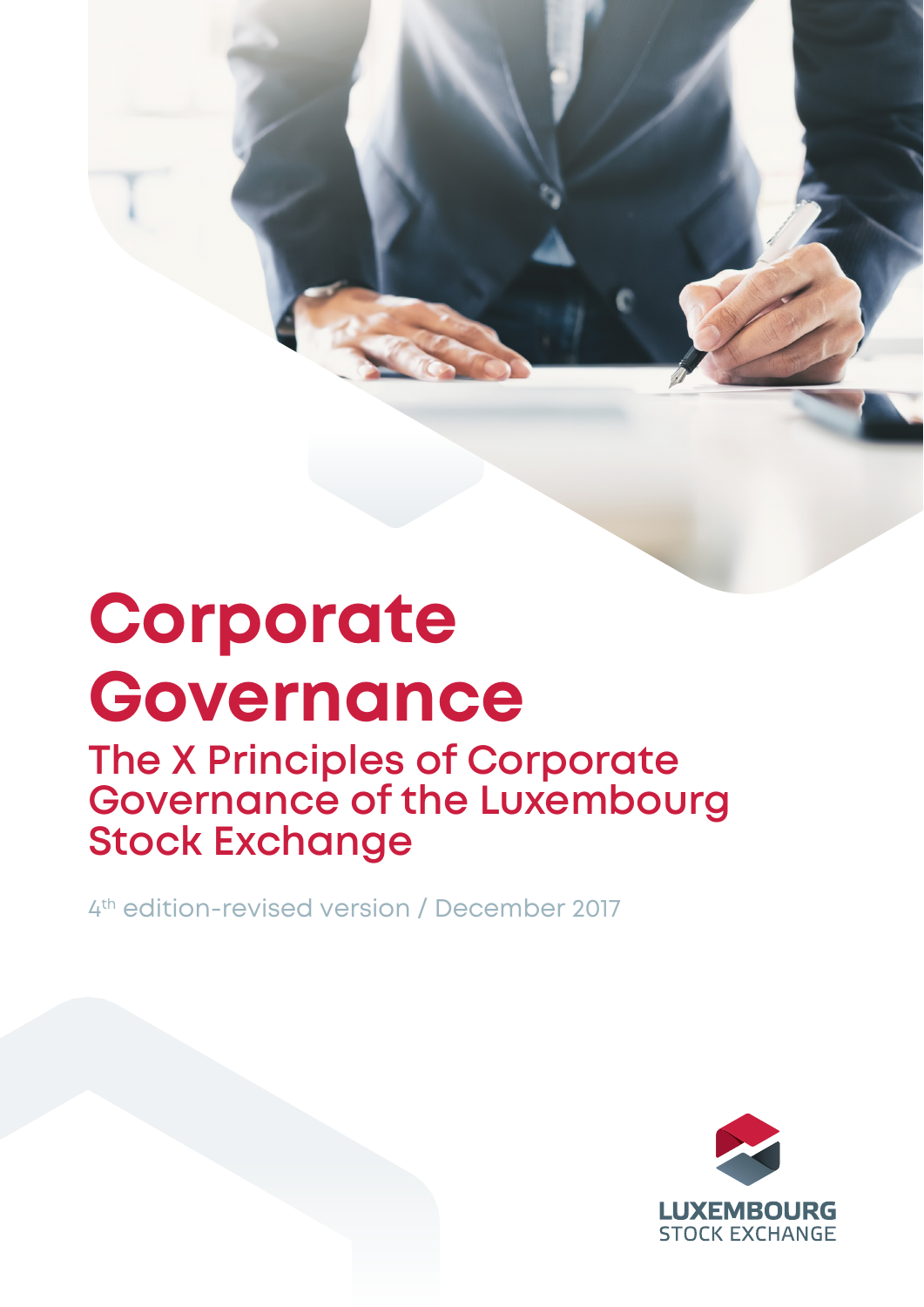# Corporate Governance

## The X Principles of Corporate Governance of the Luxembourg Stock Exchange

4th edition-revised version / December 2017

LUXEMBOURG STOCK EXCHANGE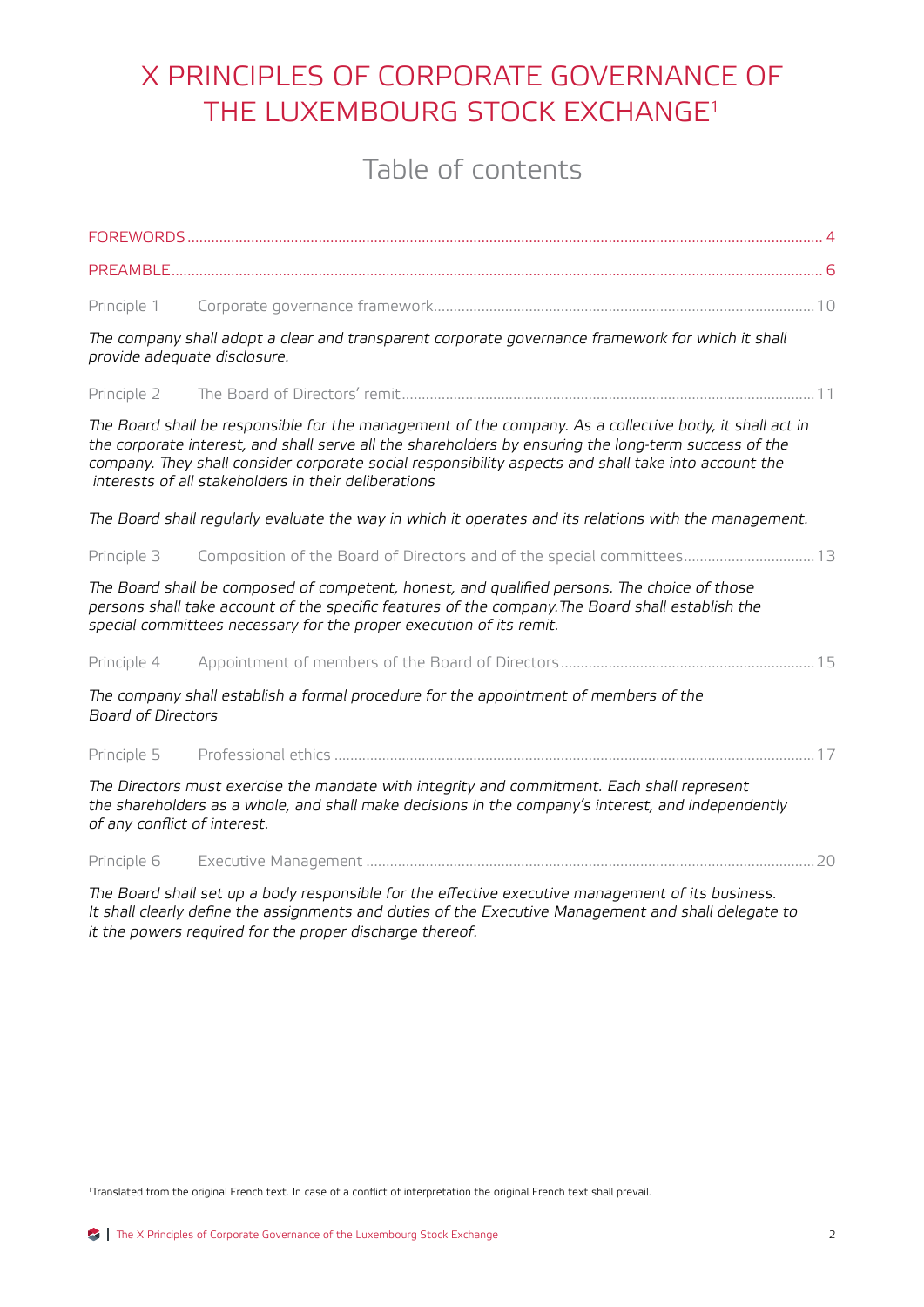# X PRINCIPLES OF CORPORATE GOVERNANCE OF THE LUXEMBOURG STOCK EXCHANGE[1]

## Table of contents

FOREWORDS ........................................................................................ 4

PREAMBLE ........................................................................................ 6

Principle 1 Corporate governance framework ........................................................................................ 10

*The company shall adopt a clear and transparent corporate governance framework for which it shall provide adequate disclosure.*

Principle 2 The Board of Directors' remit ........................................................................................ 11

*The Board shall be responsible for the management of the company. As a collective body, it shall act in the corporate interest, and shall serve all the shareholders by ensuring the long-term success of the company. They shall consider corporate social responsibility aspects and shall take into account the interests of all stakeholders in their deliberations*

*The Board shall regularly evaluate the way in which it operates and its relations with the management.*

Principle 3 Composition of the Board of Directors and of the special committees ........................................ 13

*The Board shall be composed of competent, honest, and qualified persons. The choice of those persons shall take account of the specific features of the company.The Board shall establish the special committees necessary for the proper execution of its remit.*

Principle 4 Appointment of members of the Board of Directors ........................................................ 15

*The company shall establish a formal procedure for the appointment of members of the Board of Directors*

Principle 5 Professional ethics ........................................................................................ 17

*The Directors must exercise the mandate with integrity and commitment. Each shall represent the shareholders as a whole, and shall make decisions in the company's interest, and independently of any conflict of interest.*

Principle 6 Executive Management ........................................................................................ 20

*The Board shall set up a body responsible for the effective executive management of its business. It shall clearly define the assignments and duties of the Executive Management and shall delegate to it the powers required for the proper discharge thereof.*

[1]Translated from the original French text. In case of a conflict of interpretation the original French text shall prevail.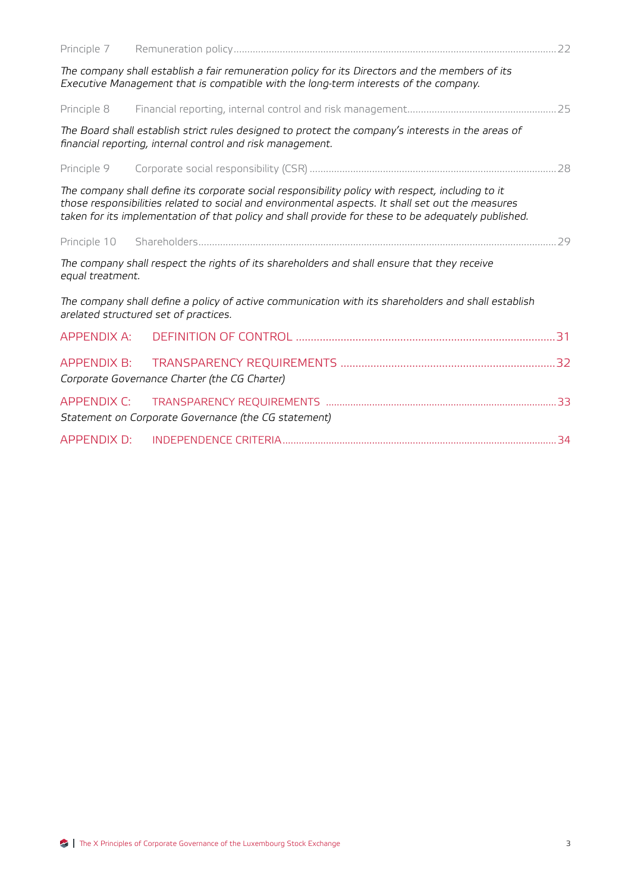Principle 7 Remuneration policy........................................................................................................................22

*The company shall establish a fair remuneration policy for its Directors and the members of its Executive Management that is compatible with the long-term interests of the company.*

Principle 8 Financial reporting, internal control and risk management.......................................................25

*The Board shall establish strict rules designed to protect the company's interests in the areas of financial reporting, internal control and risk management.*

Principle 9 Corporate social responsibility (CSR)...........................................................................................28

*The company shall define its corporate social responsibility policy with respect, including to it those responsibilities related to social and environmental aspects. It shall set out the measures taken for its implementation of that policy and shall provide for these to be adequately published.*

Principle 10 Shareholders....................................................................................................................................29

*The company shall respect the rights of its shareholders and shall ensure that they receive equal treatment.*

*The company shall define a policy of active communication with its shareholders and shall establish arelated structured set of practices.*

APPENDIX A: DEFINITION OF CONTROL.......................................................................................31

APPENDIX B: TRANSPARENCY REQUIREMENTS........................................................................32
*Corporate Governance Charter (the CG Charter)*

APPENDIX C: TRANSPARENCY REQUIREMENTS.....................................................................................33
*Statement on Corporate Governance (the CG statement)*

APPENDIX D: INDEPENDENCE CRITERIA....................................................................................................34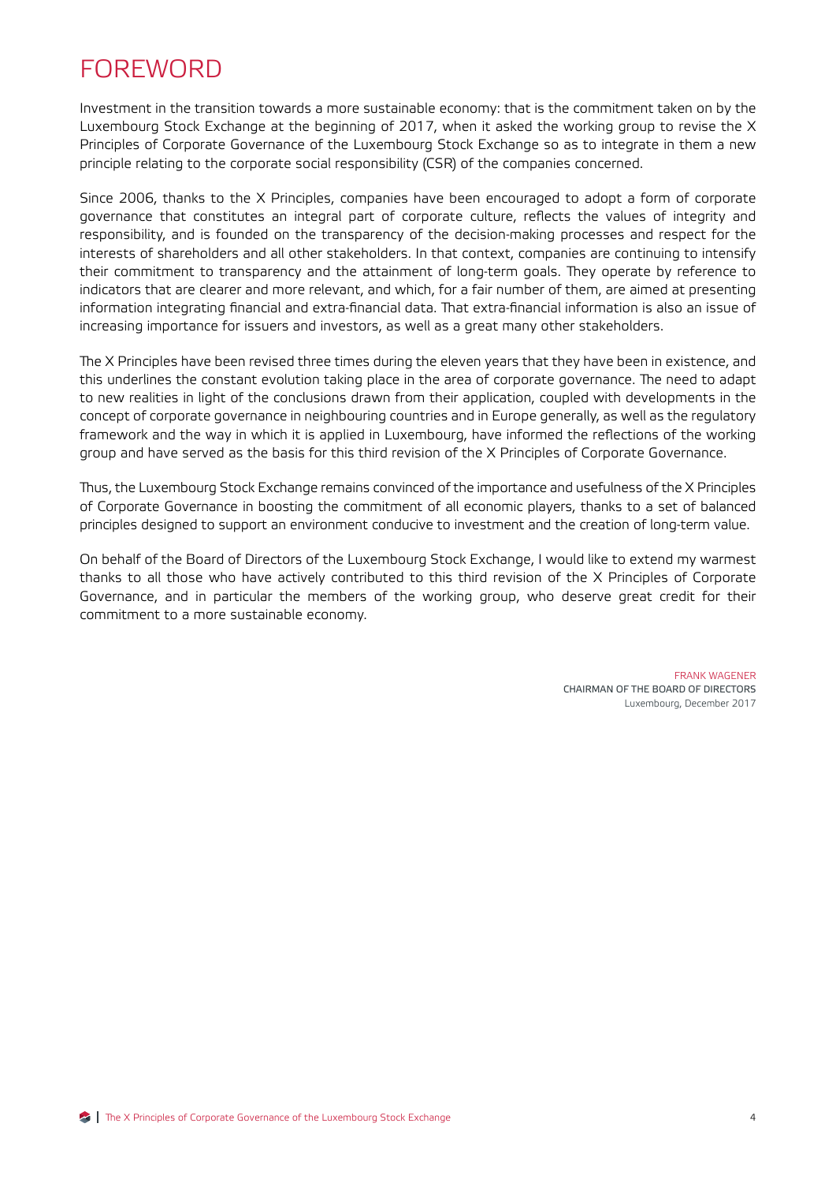# FOREWORD

Investment in the transition towards a more sustainable economy: that is the commitment taken on by the Luxembourg Stock Exchange at the beginning of 2017, when it asked the working group to revise the X Principles of Corporate Governance of the Luxembourg Stock Exchange so as to integrate in them a new principle relating to the corporate social responsibility (CSR) of the companies concerned.

Since 2006, thanks to the X Principles, companies have been encouraged to adopt a form of corporate governance that constitutes an integral part of corporate culture, reflects the values of integrity and responsibility, and is founded on the transparency of the decision-making processes and respect for the interests of shareholders and all other stakeholders. In that context, companies are continuing to intensify their commitment to transparency and the attainment of long-term goals. They operate by reference to indicators that are clearer and more relevant, and which, for a fair number of them, are aimed at presenting information integrating financial and extra-financial data. That extra-financial information is also an issue of increasing importance for issuers and investors, as well as a great many other stakeholders.

The X Principles have been revised three times during the eleven years that they have been in existence, and this underlines the constant evolution taking place in the area of corporate governance. The need to adapt to new realities in light of the conclusions drawn from their application, coupled with developments in the concept of corporate governance in neighbouring countries and in Europe generally, as well as the regulatory framework and the way in which it is applied in Luxembourg, have informed the reflections of the working group and have served as the basis for this third revision of the X Principles of Corporate Governance.

Thus, the Luxembourg Stock Exchange remains convinced of the importance and usefulness of the X Principles of Corporate Governance in boosting the commitment of all economic players, thanks to a set of balanced principles designed to support an environment conducive to investment and the creation of long-term value.

On behalf of the Board of Directors of the Luxembourg Stock Exchange, I would like to extend my warmest thanks to all those who have actively contributed to this third revision of the X Principles of Corporate Governance, and in particular the members of the working group, who deserve great credit for their commitment to a more sustainable economy.

FRANK WAGENER
CHAIRMAN OF THE BOARD OF DIRECTORS
Luxembourg, December 2017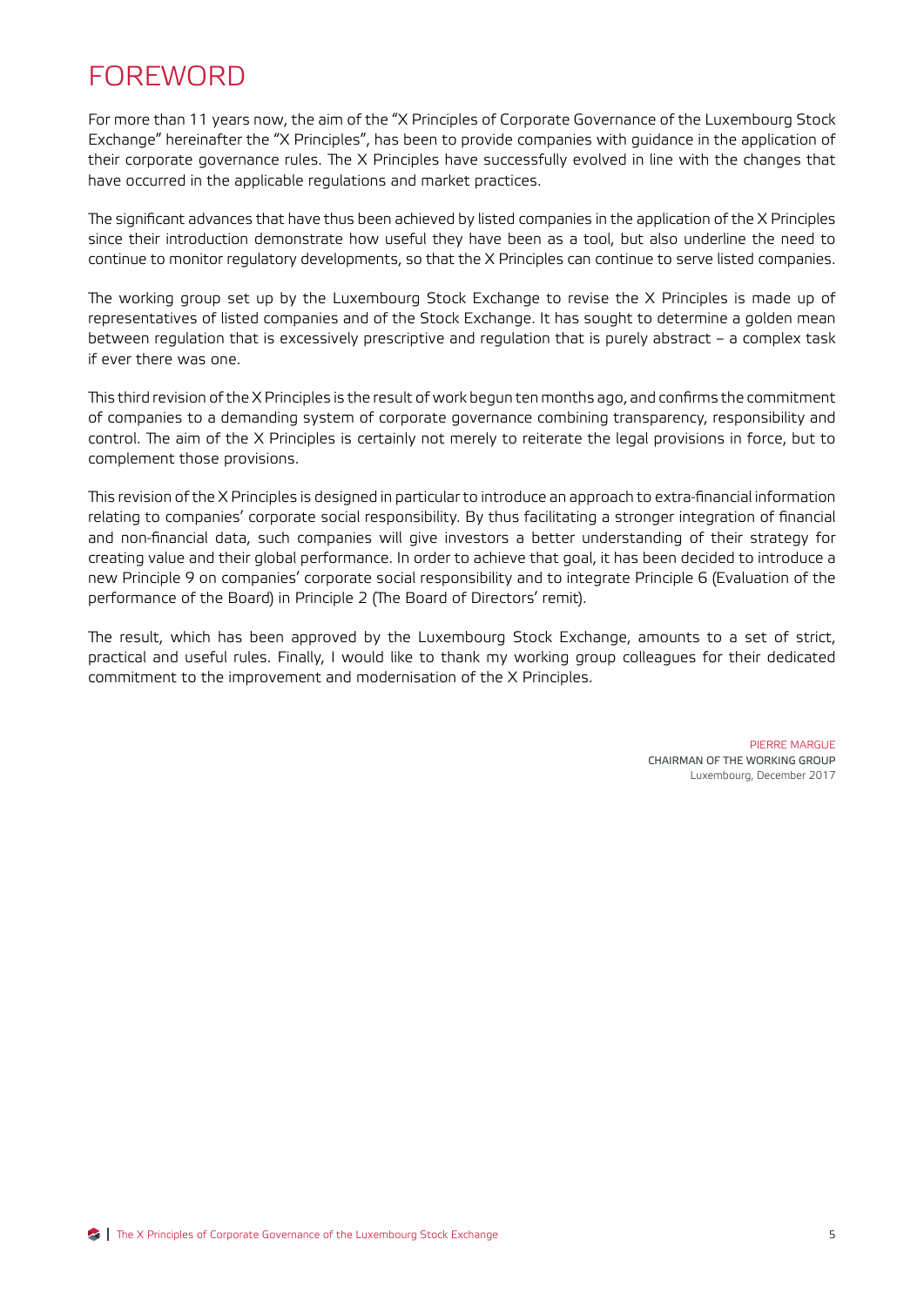# FOREWORD

For more than 11 years now, the aim of the "X Principles of Corporate Governance of the Luxembourg Stock Exchange" hereinafter the "X Principles", has been to provide companies with guidance in the application of their corporate governance rules. The X Principles have successfully evolved in line with the changes that have occurred in the applicable regulations and market practices.

The significant advances that have thus been achieved by listed companies in the application of the X Principles since their introduction demonstrate how useful they have been as a tool, but also underline the need to continue to monitor regulatory developments, so that the X Principles can continue to serve listed companies.

The working group set up by the Luxembourg Stock Exchange to revise the X Principles is made up of representatives of listed companies and of the Stock Exchange. It has sought to determine a golden mean between regulation that is excessively prescriptive and regulation that is purely abstract – a complex task if ever there was one.

This third revision of the X Principles is the result of work begun ten months ago, and confirms the commitment of companies to a demanding system of corporate governance combining transparency, responsibility and control. The aim of the X Principles is certainly not merely to reiterate the legal provisions in force, but to complement those provisions.

This revision of the X Principles is designed in particular to introduce an approach to extra-financial information relating to companies' corporate social responsibility. By thus facilitating a stronger integration of financial and non-financial data, such companies will give investors a better understanding of their strategy for creating value and their global performance. In order to achieve that goal, it has been decided to introduce a new Principle 9 on companies' corporate social responsibility and to integrate Principle 6 (Evaluation of the performance of the Board) in Principle 2 (The Board of Directors' remit).

The result, which has been approved by the Luxembourg Stock Exchange, amounts to a set of strict, practical and useful rules. Finally, I would like to thank my working group colleagues for their dedicated commitment to the improvement and modernisation of the X Principles.

PIERRE MARGUE
CHAIRMAN OF THE WORKING GROUP
Luxembourg, December 2017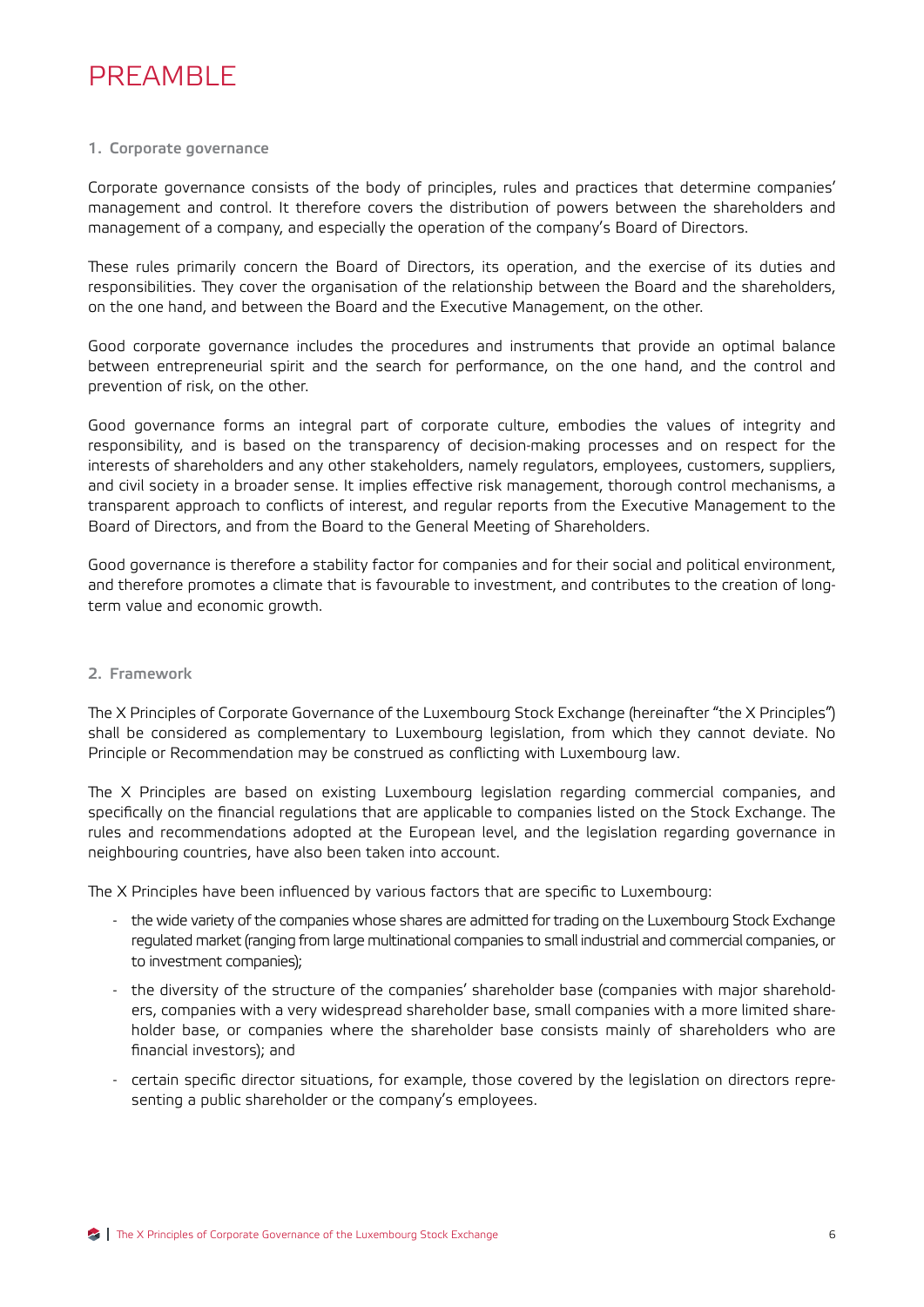# PREAMBLE

## 1. Corporate governance

Corporate governance consists of the body of principles, rules and practices that determine companies' management and control. It therefore covers the distribution of powers between the shareholders and management of a company, and especially the operation of the company's Board of Directors.

These rules primarily concern the Board of Directors, its operation, and the exercise of its duties and responsibilities. They cover the organisation of the relationship between the Board and the shareholders, on the one hand, and between the Board and the Executive Management, on the other.

Good corporate governance includes the procedures and instruments that provide an optimal balance between entrepreneurial spirit and the search for performance, on the one hand, and the control and prevention of risk, on the other.

Good governance forms an integral part of corporate culture, embodies the values of integrity and responsibility, and is based on the transparency of decision-making processes and on respect for the interests of shareholders and any other stakeholders, namely regulators, employees, customers, suppliers, and civil society in a broader sense. It implies effective risk management, thorough control mechanisms, a transparent approach to conflicts of interest, and regular reports from the Executive Management to the Board of Directors, and from the Board to the General Meeting of Shareholders.

Good governance is therefore a stability factor for companies and for their social and political environment, and therefore promotes a climate that is favourable to investment, and contributes to the creation of long-term value and economic growth.

## 2. Framework

The X Principles of Corporate Governance of the Luxembourg Stock Exchange (hereinafter "the X Principles") shall be considered as complementary to Luxembourg legislation, from which they cannot deviate. No Principle or Recommendation may be construed as conflicting with Luxembourg law.

The X Principles are based on existing Luxembourg legislation regarding commercial companies, and specifically on the financial regulations that are applicable to companies listed on the Stock Exchange. The rules and recommendations adopted at the European level, and the legislation regarding governance in neighbouring countries, have also been taken into account.

The X Principles have been influenced by various factors that are specific to Luxembourg:

- the wide variety of the companies whose shares are admitted for trading on the Luxembourg Stock Exchange regulated market (ranging from large multinational companies to small industrial and commercial companies, or to investment companies);
- the diversity of the structure of the companies' shareholder base (companies with major shareholders, companies with a very widespread shareholder base, small companies with a more limited shareholder base, or companies where the shareholder base consists mainly of shareholders who are financial investors); and
- certain specific director situations, for example, those covered by the legislation on directors representing a public shareholder or the company's employees.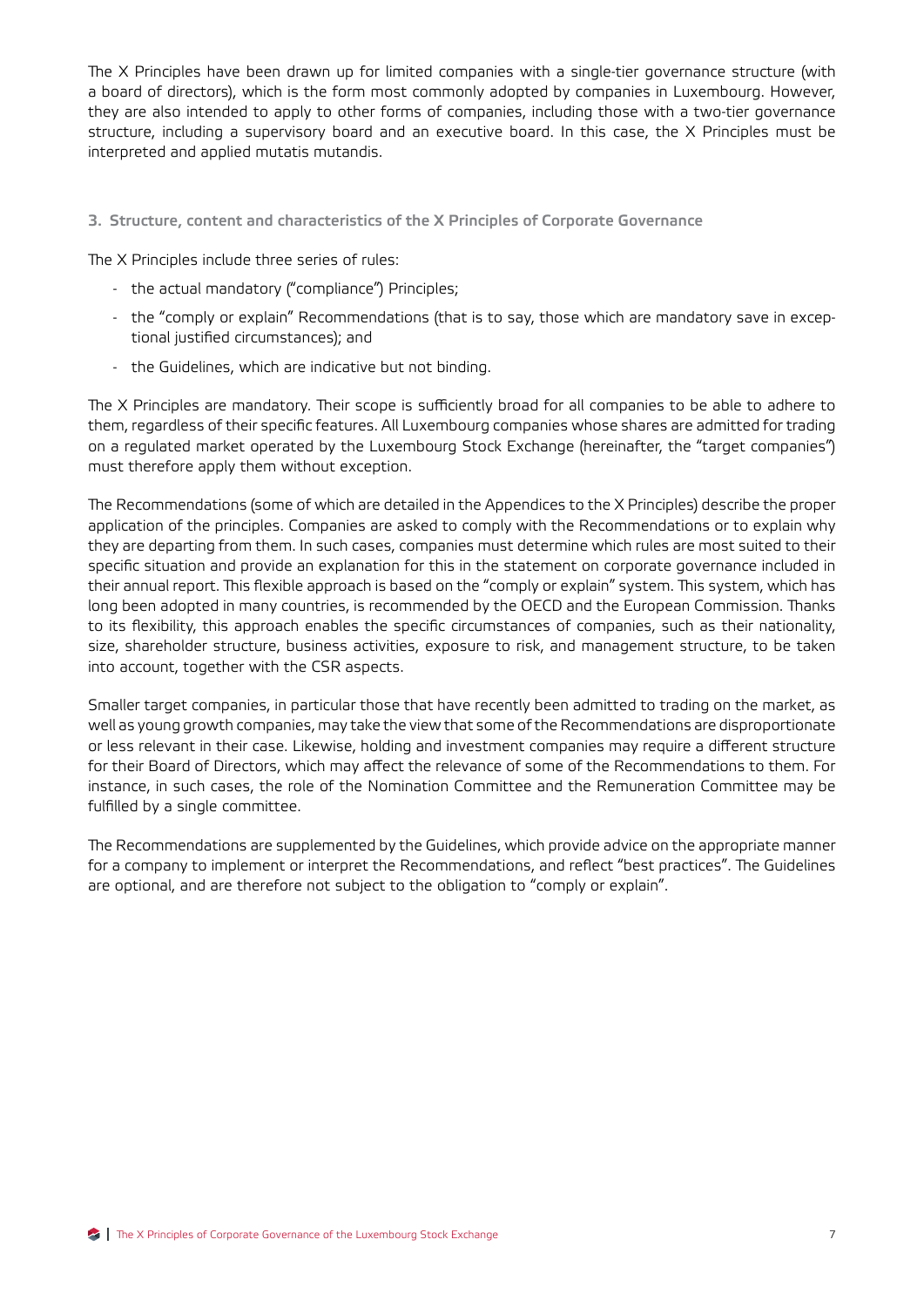The X Principles have been drawn up for limited companies with a single-tier governance structure (with a board of directors), which is the form most commonly adopted by companies in Luxembourg. However, they are also intended to apply to other forms of companies, including those with a two-tier governance structure, including a supervisory board and an executive board. In this case, the X Principles must be interpreted and applied mutatis mutandis.

### 3. Structure, content and characteristics of the X Principles of Corporate Governance

The X Principles include three series of rules:

- the actual mandatory ("compliance") Principles;
- the "comply or explain" Recommendations (that is to say, those which are mandatory save in exceptional justified circumstances); and
- the Guidelines, which are indicative but not binding.

The X Principles are mandatory. Their scope is sufficiently broad for all companies to be able to adhere to them, regardless of their specific features. All Luxembourg companies whose shares are admitted for trading on a regulated market operated by the Luxembourg Stock Exchange (hereinafter, the "target companies") must therefore apply them without exception.

The Recommendations (some of which are detailed in the Appendices to the X Principles) describe the proper application of the principles. Companies are asked to comply with the Recommendations or to explain why they are departing from them. In such cases, companies must determine which rules are most suited to their specific situation and provide an explanation for this in the statement on corporate governance included in their annual report. This flexible approach is based on the "comply or explain" system. This system, which has long been adopted in many countries, is recommended by the OECD and the European Commission. Thanks to its flexibility, this approach enables the specific circumstances of companies, such as their nationality, size, shareholder structure, business activities, exposure to risk, and management structure, to be taken into account, together with the CSR aspects.

Smaller target companies, in particular those that have recently been admitted to trading on the market, as well as young growth companies, may take the view that some of the Recommendations are disproportionate or less relevant in their case. Likewise, holding and investment companies may require a different structure for their Board of Directors, which may affect the relevance of some of the Recommendations to them. For instance, in such cases, the role of the Nomination Committee and the Remuneration Committee may be fulfilled by a single committee.

The Recommendations are supplemented by the Guidelines, which provide advice on the appropriate manner for a company to implement or interpret the Recommendations, and reflect "best practices". The Guidelines are optional, and are therefore not subject to the obligation to "comply or explain".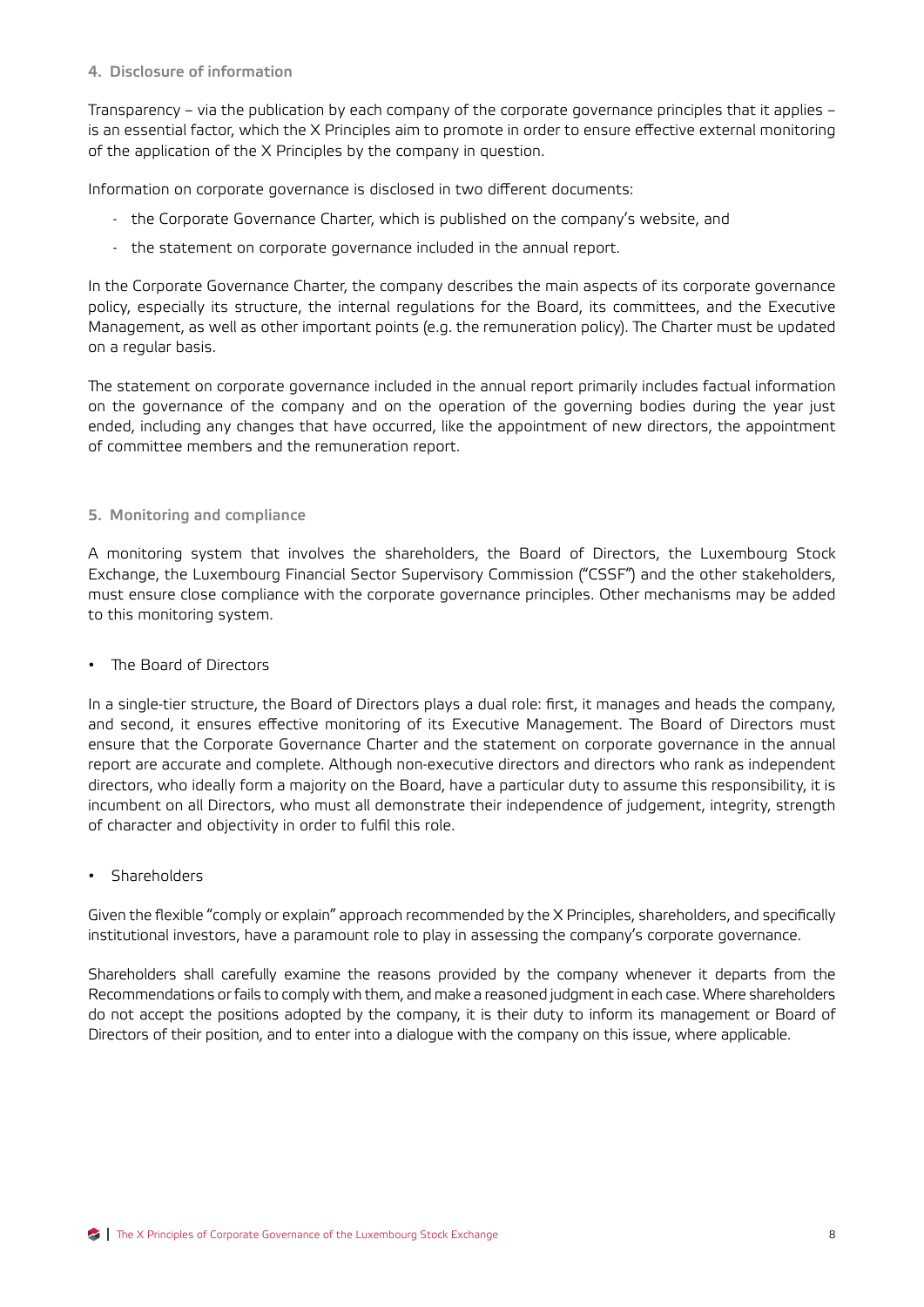## 4. Disclosure of information

Transparency – via the publication by each company of the corporate governance principles that it applies – is an essential factor, which the X Principles aim to promote in order to ensure effective external monitoring of the application of the X Principles by the company in question.

Information on corporate governance is disclosed in two different documents:

- the Corporate Governance Charter, which is published on the company's website, and
- the statement on corporate governance included in the annual report.

In the Corporate Governance Charter, the company describes the main aspects of its corporate governance policy, especially its structure, the internal regulations for the Board, its committees, and the Executive Management, as well as other important points (e.g. the remuneration policy). The Charter must be updated on a regular basis.

The statement on corporate governance included in the annual report primarily includes factual information on the governance of the company and on the operation of the governing bodies during the year just ended, including any changes that have occurred, like the appointment of new directors, the appointment of committee members and the remuneration report.

## 5. Monitoring and compliance

A monitoring system that involves the shareholders, the Board of Directors, the Luxembourg Stock Exchange, the Luxembourg Financial Sector Supervisory Commission ("CSSF") and the other stakeholders, must ensure close compliance with the corporate governance principles. Other mechanisms may be added to this monitoring system.

- The Board of Directors

In a single-tier structure, the Board of Directors plays a dual role: first, it manages and heads the company, and second, it ensures effective monitoring of its Executive Management. The Board of Directors must ensure that the Corporate Governance Charter and the statement on corporate governance in the annual report are accurate and complete. Although non-executive directors and directors who rank as independent directors, who ideally form a majority on the Board, have a particular duty to assume this responsibility, it is incumbent on all Directors, who must all demonstrate their independence of judgement, integrity, strength of character and objectivity in order to fulfil this role.

- Shareholders

Given the flexible "comply or explain" approach recommended by the X Principles, shareholders, and specifically institutional investors, have a paramount role to play in assessing the company's corporate governance.

Shareholders shall carefully examine the reasons provided by the company whenever it departs from the Recommendations or fails to comply with them, and make a reasoned judgment in each case. Where shareholders do not accept the positions adopted by the company, it is their duty to inform its management or Board of Directors of their position, and to enter into a dialogue with the company on this issue, where applicable.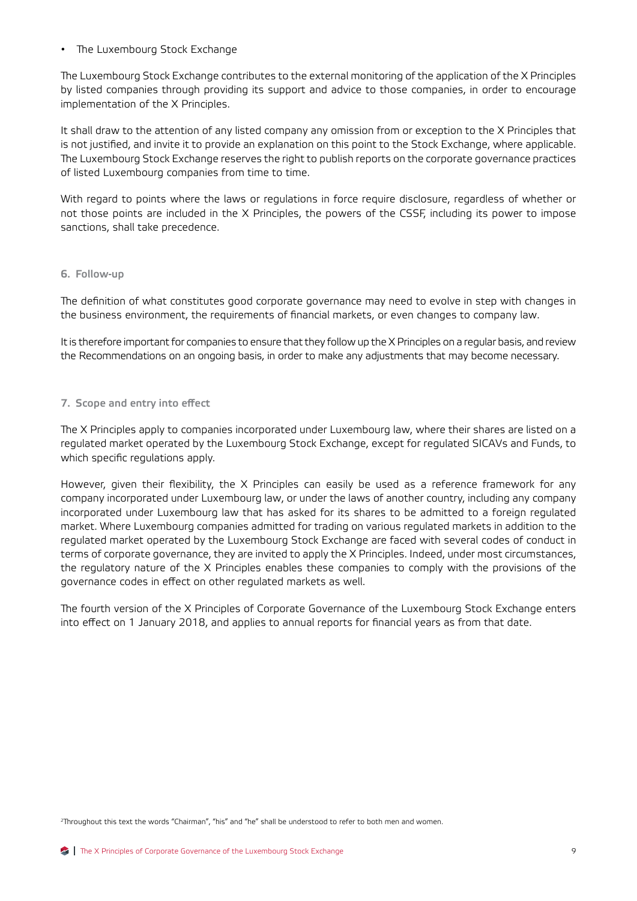- The Luxembourg Stock Exchange

The Luxembourg Stock Exchange contributes to the external monitoring of the application of the X Principles by listed companies through providing its support and advice to those companies, in order to encourage implementation of the X Principles.

It shall draw to the attention of any listed company any omission from or exception to the X Principles that is not justified, and invite it to provide an explanation on this point to the Stock Exchange, where applicable. The Luxembourg Stock Exchange reserves the right to publish reports on the corporate governance practices of listed Luxembourg companies from time to time.

With regard to points where the laws or regulations in force require disclosure, regardless of whether or not those points are included in the X Principles, the powers of the CSSF, including its power to impose sanctions, shall take precedence.

## 6. Follow-up

The definition of what constitutes good corporate governance may need to evolve in step with changes in the business environment, the requirements of financial markets, or even changes to company law.

It is therefore important for companies to ensure that they follow up the X Principles on a regular basis, and review the Recommendations on an ongoing basis, in order to make any adjustments that may become necessary.

## 7. Scope and entry into effect

The X Principles apply to companies incorporated under Luxembourg law, where their shares are listed on a regulated market operated by the Luxembourg Stock Exchange, except for regulated SICAVs and Funds, to which specific regulations apply.

However, given their flexibility, the X Principles can easily be used as a reference framework for any company incorporated under Luxembourg law, or under the laws of another country, including any company incorporated under Luxembourg law that has asked for its shares to be admitted to a foreign regulated market. Where Luxembourg companies admitted for trading on various regulated markets in addition to the regulated market operated by the Luxembourg Stock Exchange are faced with several codes of conduct in terms of corporate governance, they are invited to apply the X Principles. Indeed, under most circumstances, the regulatory nature of the X Principles enables these companies to comply with the provisions of the governance codes in effect on other regulated markets as well.

The fourth version of the X Principles of Corporate Governance of the Luxembourg Stock Exchange enters into effect on 1 January 2018, and applies to annual reports for financial years as from that date.

[2] Throughout this text the words "Chairman", "his" and "he" shall be understood to refer to both men and women.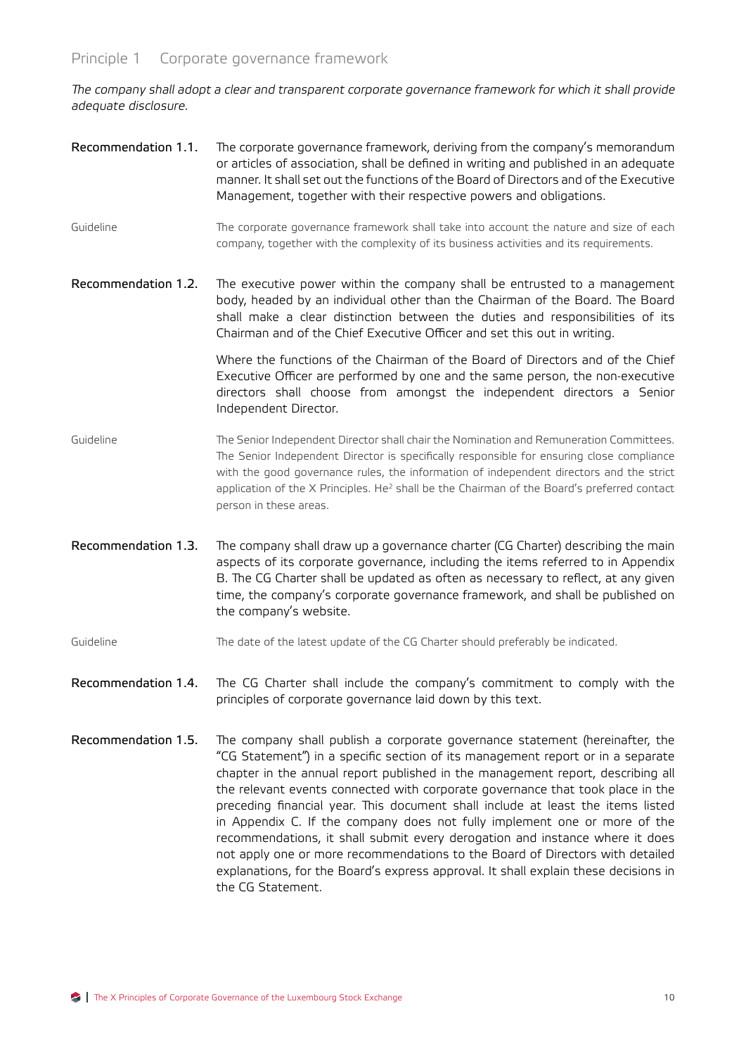## Principle 1 Corporate governance framework

*The company shall adopt a clear and transparent corporate governance framework for which it shall provide adequate disclosure.*

**Recommendation 1.1.** The corporate governance framework, deriving from the company's memorandum or articles of association, shall be defined in writing and published in an adequate manner. It shall set out the functions of the Board of Directors and of the Executive Management, together with their respective powers and obligations.

Guideline: The corporate governance framework shall take into account the nature and size of each company, together with the complexity of its business activities and its requirements.

**Recommendation 1.2.** The executive power within the company shall be entrusted to a management body, headed by an individual other than the Chairman of the Board. The Board shall make a clear distinction between the duties and responsibilities of its Chairman and of the Chief Executive Officer and set this out in writing.

Where the functions of the Chairman of the Board of Directors and of the Chief Executive Officer are performed by one and the same person, the non-executive directors shall choose from amongst the independent directors a Senior Independent Director.

Guideline: The Senior Independent Director shall chair the Nomination and Remuneration Committees. The Senior Independent Director is specifically responsible for ensuring close compliance with the good governance rules, the information of independent directors and the strict application of the X Principles. He[2] shall be the Chairman of the Board's preferred contact person in these areas.

**Recommendation 1.3.** The company shall draw up a governance charter (CG Charter) describing the main aspects of its corporate governance, including the items referred to in Appendix B. The CG Charter shall be updated as often as necessary to reflect, at any given time, the company's corporate governance framework, and shall be published on the company's website.

Guideline: The date of the latest update of the CG Charter should preferably be indicated.

**Recommendation 1.4.** The CG Charter shall include the company's commitment to comply with the principles of corporate governance laid down by this text.

**Recommendation 1.5.** The company shall publish a corporate governance statement (hereinafter, the "CG Statement") in a specific section of its management report or in a separate chapter in the annual report published in the management report, describing all the relevant events connected with corporate governance that took place in the preceding financial year. This document shall include at least the items listed in Appendix C. If the company does not fully implement one or more of the recommendations, it shall submit every derogation and instance where it does not apply one or more recommendations to the Board of Directors with detailed explanations, for the Board's express approval. It shall explain these decisions in the CG Statement.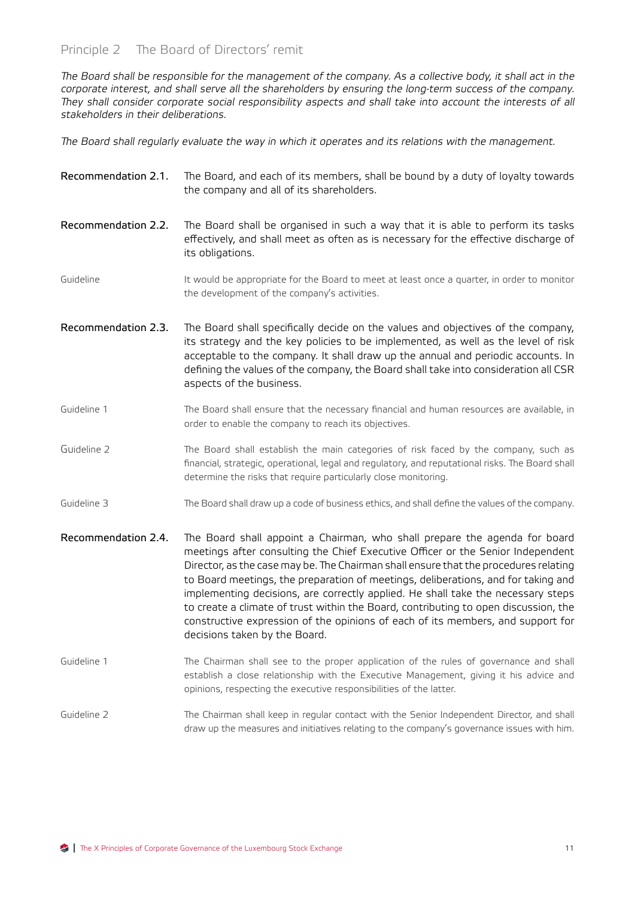## Principle 2 The Board of Directors' remit

*The Board shall be responsible for the management of the company. As a collective body, it shall act in the corporate interest, and shall serve all the shareholders by ensuring the long-term success of the company. They shall consider corporate social responsibility aspects and shall take into account the interests of all stakeholders in their deliberations.*

*The Board shall regularly evaluate the way in which it operates and its relations with the management.*

**Recommendation 2.1.** The Board, and each of its members, shall be bound by a duty of loyalty towards the company and all of its shareholders.

**Recommendation 2.2.** The Board shall be organised in such a way that it is able to perform its tasks effectively, and shall meet as often as is necessary for the effective discharge of its obligations.

Guideline — It would be appropriate for the Board to meet at least once a quarter, in order to monitor the development of the company's activities.

**Recommendation 2.3.** The Board shall specifically decide on the values and objectives of the company, its strategy and the key policies to be implemented, as well as the level of risk acceptable to the company. It shall draw up the annual and periodic accounts. In defining the values of the company, the Board shall take into consideration all CSR aspects of the business.

Guideline 1 — The Board shall ensure that the necessary financial and human resources are available, in order to enable the company to reach its objectives.

Guideline 2 — The Board shall establish the main categories of risk faced by the company, such as financial, strategic, operational, legal and regulatory, and reputational risks. The Board shall determine the risks that require particularly close monitoring.

Guideline 3 — The Board shall draw up a code of business ethics, and shall define the values of the company.

**Recommendation 2.4.** The Board shall appoint a Chairman, who shall prepare the agenda for board meetings after consulting the Chief Executive Officer or the Senior Independent Director, as the case may be. The Chairman shall ensure that the procedures relating to Board meetings, the preparation of meetings, deliberations, and for taking and implementing decisions, are correctly applied. He shall take the necessary steps to create a climate of trust within the Board, contributing to open discussion, the constructive expression of the opinions of each of its members, and support for decisions taken by the Board.

Guideline 1 — The Chairman shall see to the proper application of the rules of governance and shall establish a close relationship with the Executive Management, giving it his advice and opinions, respecting the executive responsibilities of the latter.

Guideline 2 — The Chairman shall keep in regular contact with the Senior Independent Director, and shall draw up the measures and initiatives relating to the company's governance issues with him.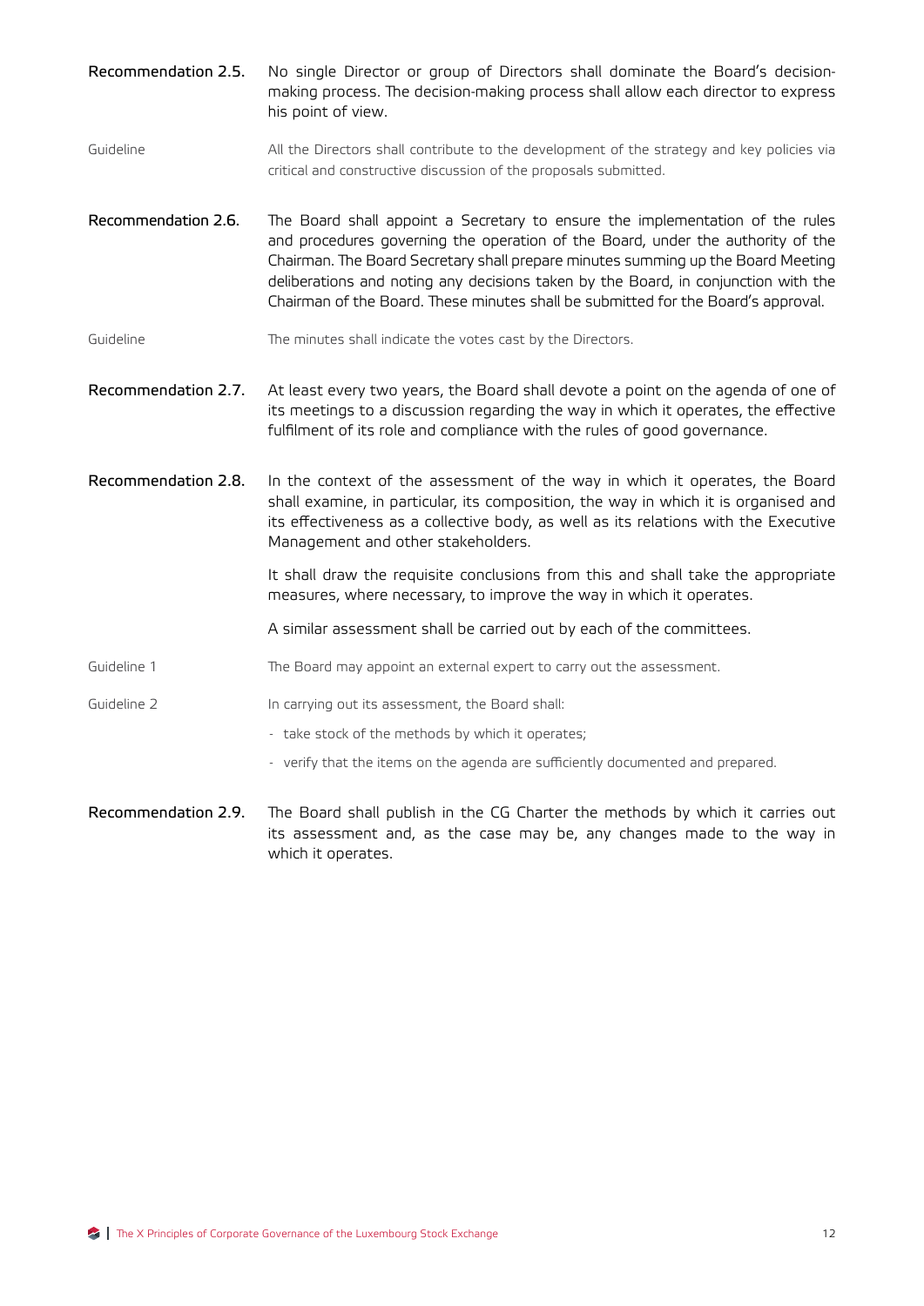**Recommendation 2.5.** No single Director or group of Directors shall dominate the Board's decision-making process. The decision-making process shall allow each director to express his point of view.

Guideline — All the Directors shall contribute to the development of the strategy and key policies via critical and constructive discussion of the proposals submitted.

**Recommendation 2.6.** The Board shall appoint a Secretary to ensure the implementation of the rules and procedures governing the operation of the Board, under the authority of the Chairman. The Board Secretary shall prepare minutes summing up the Board Meeting deliberations and noting any decisions taken by the Board, in conjunction with the Chairman of the Board. These minutes shall be submitted for the Board's approval.

Guideline — The minutes shall indicate the votes cast by the Directors.

**Recommendation 2.7.** At least every two years, the Board shall devote a point on the agenda of one of its meetings to a discussion regarding the way in which it operates, the effective fulfilment of its role and compliance with the rules of good governance.

**Recommendation 2.8.** In the context of the assessment of the way in which it operates, the Board shall examine, in particular, its composition, the way in which it is organised and its effectiveness as a collective body, as well as its relations with the Executive Management and other stakeholders.

It shall draw the requisite conclusions from this and shall take the appropriate measures, where necessary, to improve the way in which it operates.

A similar assessment shall be carried out by each of the committees.

Guideline 1 — The Board may appoint an external expert to carry out the assessment.

Guideline 2 — In carrying out its assessment, the Board shall:

- take stock of the methods by which it operates;
- verify that the items on the agenda are sufficiently documented and prepared.

**Recommendation 2.9.** The Board shall publish in the CG Charter the methods by which it carries out its assessment and, as the case may be, any changes made to the way in which it operates.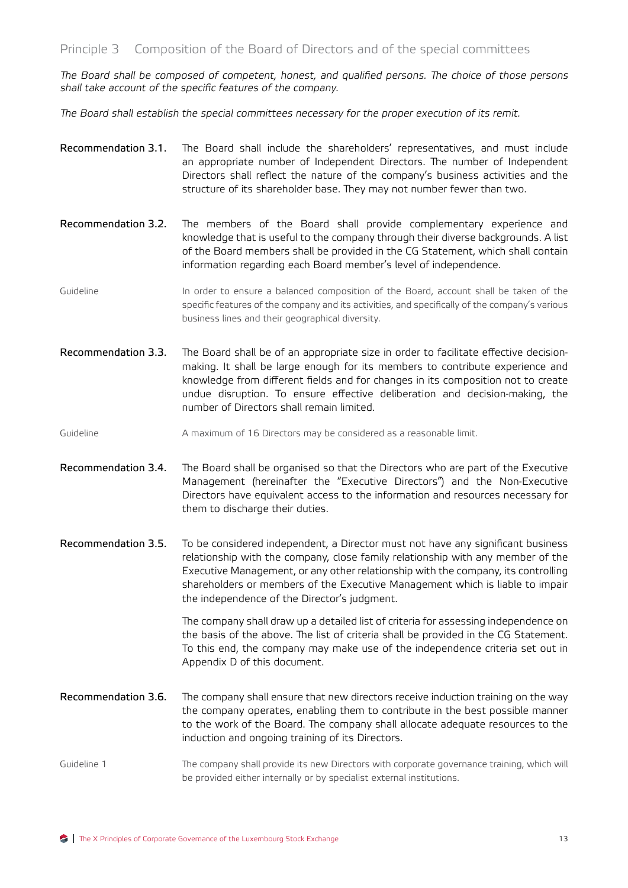## Principle 3 Composition of the Board of Directors and of the special committees

*The Board shall be composed of competent, honest, and qualified persons. The choice of those persons shall take account of the specific features of the company.*

*The Board shall establish the special committees necessary for the proper execution of its remit.*

**Recommendation 3.1.** The Board shall include the shareholders' representatives, and must include an appropriate number of Independent Directors. The number of Independent Directors shall reflect the nature of the company's business activities and the structure of its shareholder base. They may not number fewer than two.

**Recommendation 3.2.** The members of the Board shall provide complementary experience and knowledge that is useful to the company through their diverse backgrounds. A list of the Board members shall be provided in the CG Statement, which shall contain information regarding each Board member's level of independence.

Guideline: In order to ensure a balanced composition of the Board, account shall be taken of the specific features of the company and its activities, and specifically of the company's various business lines and their geographical diversity.

**Recommendation 3.3.** The Board shall be of an appropriate size in order to facilitate effective decision-making. It shall be large enough for its members to contribute experience and knowledge from different fields and for changes in its composition not to create undue disruption. To ensure effective deliberation and decision-making, the number of Directors shall remain limited.

Guideline: A maximum of 16 Directors may be considered as a reasonable limit.

**Recommendation 3.4.** The Board shall be organised so that the Directors who are part of the Executive Management (hereinafter the "Executive Directors") and the Non-Executive Directors have equivalent access to the information and resources necessary for them to discharge their duties.

**Recommendation 3.5.** To be considered independent, a Director must not have any significant business relationship with the company, close family relationship with any member of the Executive Management, or any other relationship with the company, its controlling shareholders or members of the Executive Management which is liable to impair the independence of the Director's judgment.

The company shall draw up a detailed list of criteria for assessing independence on the basis of the above. The list of criteria shall be provided in the CG Statement. To this end, the company may make use of the independence criteria set out in Appendix D of this document.

**Recommendation 3.6.** The company shall ensure that new directors receive induction training on the way the company operates, enabling them to contribute in the best possible manner to the work of the Board. The company shall allocate adequate resources to the induction and ongoing training of its Directors.

Guideline 1: The company shall provide its new Directors with corporate governance training, which will be provided either internally or by specialist external institutions.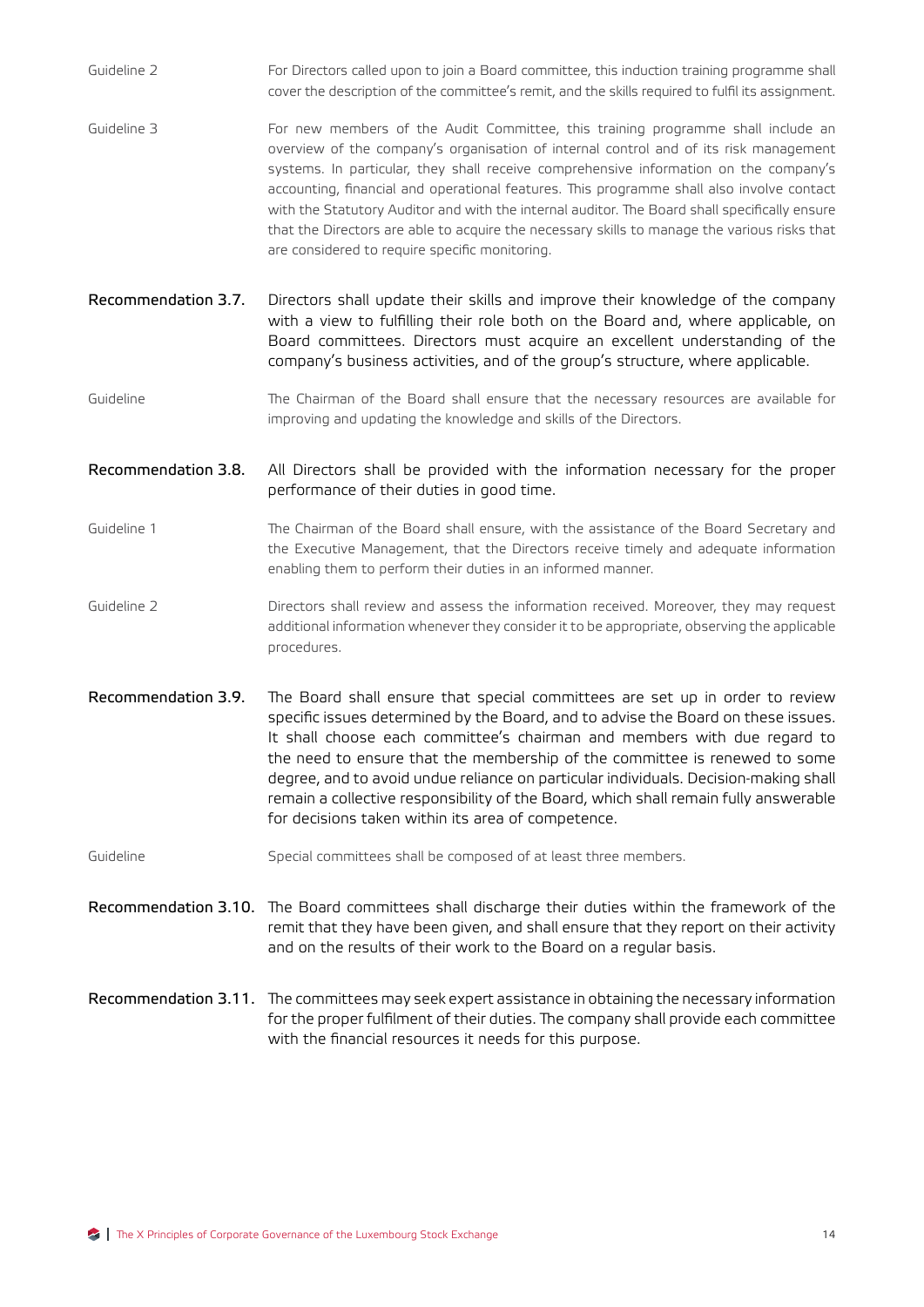Guideline 2

For Directors called upon to join a Board committee, this induction training programme shall cover the description of the committee's remit, and the skills required to fulfil its assignment.

Guideline 3

For new members of the Audit Committee, this training programme shall include an overview of the company's organisation of internal control and of its risk management systems. In particular, they shall receive comprehensive information on the company's accounting, financial and operational features. This programme shall also involve contact with the Statutory Auditor and with the internal auditor. The Board shall specifically ensure that the Directors are able to acquire the necessary skills to manage the various risks that are considered to require specific monitoring.

**Recommendation 3.7.**

**Directors shall update their skills and improve their knowledge of the company with a view to fulfilling their role both on the Board and, where applicable, on Board committees. Directors must acquire an excellent understanding of the company's business activities, and of the group's structure, where applicable.**

Guideline

The Chairman of the Board shall ensure that the necessary resources are available for improving and updating the knowledge and skills of the Directors.

**Recommendation 3.8.**

**All Directors shall be provided with the information necessary for the proper performance of their duties in good time.**

Guideline 1

The Chairman of the Board shall ensure, with the assistance of the Board Secretary and the Executive Management, that the Directors receive timely and adequate information enabling them to perform their duties in an informed manner.

Guideline 2

Directors shall review and assess the information received. Moreover, they may request additional information whenever they consider it to be appropriate, observing the applicable procedures.

**Recommendation 3.9.**

**The Board shall ensure that special committees are set up in order to review specific issues determined by the Board, and to advise the Board on these issues. It shall choose each committee's chairman and members with due regard to the need to ensure that the membership of the committee is renewed to some degree, and to avoid undue reliance on particular individuals. Decision-making shall remain a collective responsibility of the Board, which shall remain fully answerable for decisions taken within its area of competence.**

Guideline

Special committees shall be composed of at least three members.

**Recommendation 3.10.**

**The Board committees shall discharge their duties within the framework of the remit that they have been given, and shall ensure that they report on their activity and on the results of their work to the Board on a regular basis.**

**Recommendation 3.11.**

**The committees may seek expert assistance in obtaining the necessary information for the proper fulfilment of their duties. The company shall provide each committee with the financial resources it needs for this purpose.**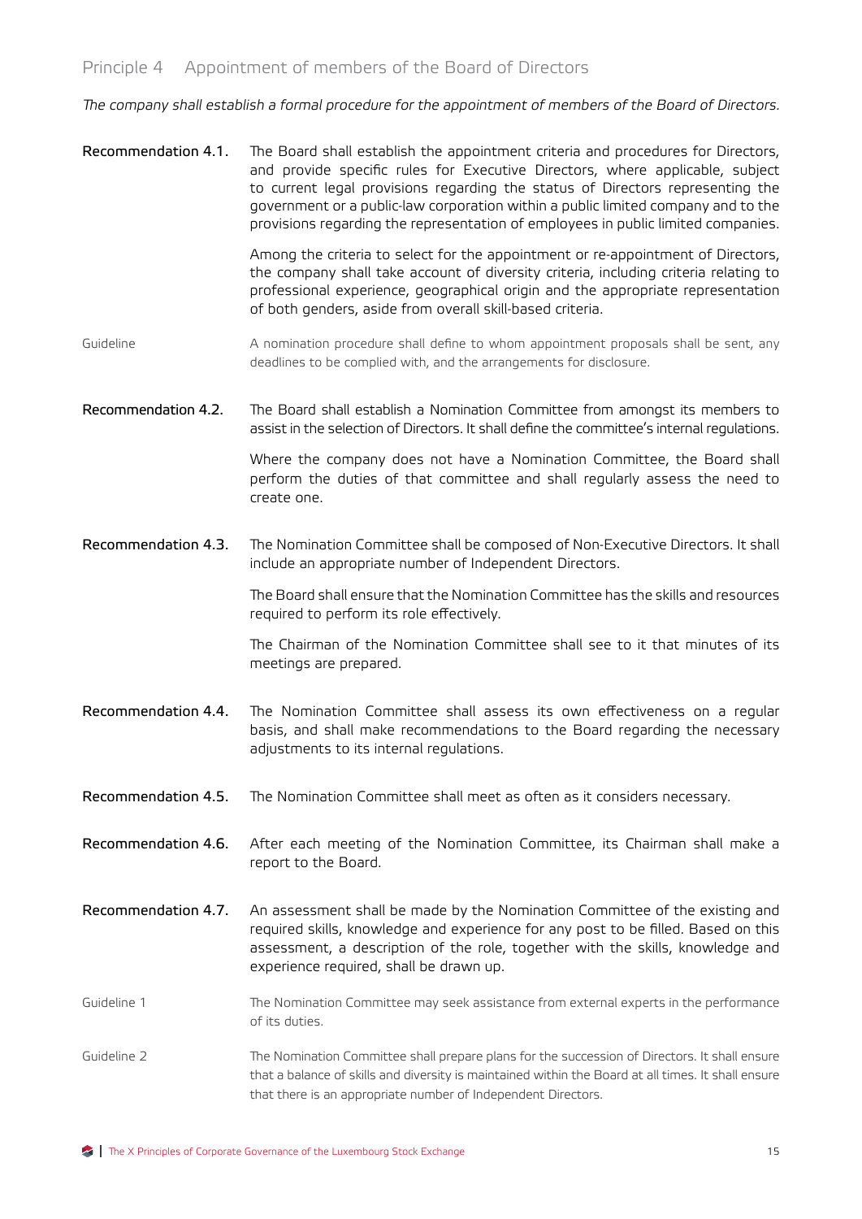## Principle 4 Appointment of members of the Board of Directors

*The company shall establish a formal procedure for the appointment of members of the Board of Directors.*

**Recommendation 4.1.** The Board shall establish the appointment criteria and procedures for Directors, and provide specific rules for Executive Directors, where applicable, subject to current legal provisions regarding the status of Directors representing the government or a public-law corporation within a public limited company and to the provisions regarding the representation of employees in public limited companies.

Among the criteria to select for the appointment or re-appointment of Directors, the company shall take account of diversity criteria, including criteria relating to professional experience, geographical origin and the appropriate representation of both genders, aside from overall skill-based criteria.

Guideline: A nomination procedure shall define to whom appointment proposals shall be sent, any deadlines to be complied with, and the arrangements for disclosure.

**Recommendation 4.2.** The Board shall establish a Nomination Committee from amongst its members to assist in the selection of Directors. It shall define the committee's internal regulations.

Where the company does not have a Nomination Committee, the Board shall perform the duties of that committee and shall regularly assess the need to create one.

**Recommendation 4.3.** The Nomination Committee shall be composed of Non-Executive Directors. It shall include an appropriate number of Independent Directors.

The Board shall ensure that the Nomination Committee has the skills and resources required to perform its role effectively.

The Chairman of the Nomination Committee shall see to it that minutes of its meetings are prepared.

**Recommendation 4.4.** The Nomination Committee shall assess its own effectiveness on a regular basis, and shall make recommendations to the Board regarding the necessary adjustments to its internal regulations.

**Recommendation 4.5.** The Nomination Committee shall meet as often as it considers necessary.

**Recommendation 4.6.** After each meeting of the Nomination Committee, its Chairman shall make a report to the Board.

**Recommendation 4.7.** An assessment shall be made by the Nomination Committee of the existing and required skills, knowledge and experience for any post to be filled. Based on this assessment, a description of the role, together with the skills, knowledge and experience required, shall be drawn up.

Guideline 1: The Nomination Committee may seek assistance from external experts in the performance of its duties.

Guideline 2: The Nomination Committee shall prepare plans for the succession of Directors. It shall ensure that a balance of skills and diversity is maintained within the Board at all times. It shall ensure that there is an appropriate number of Independent Directors.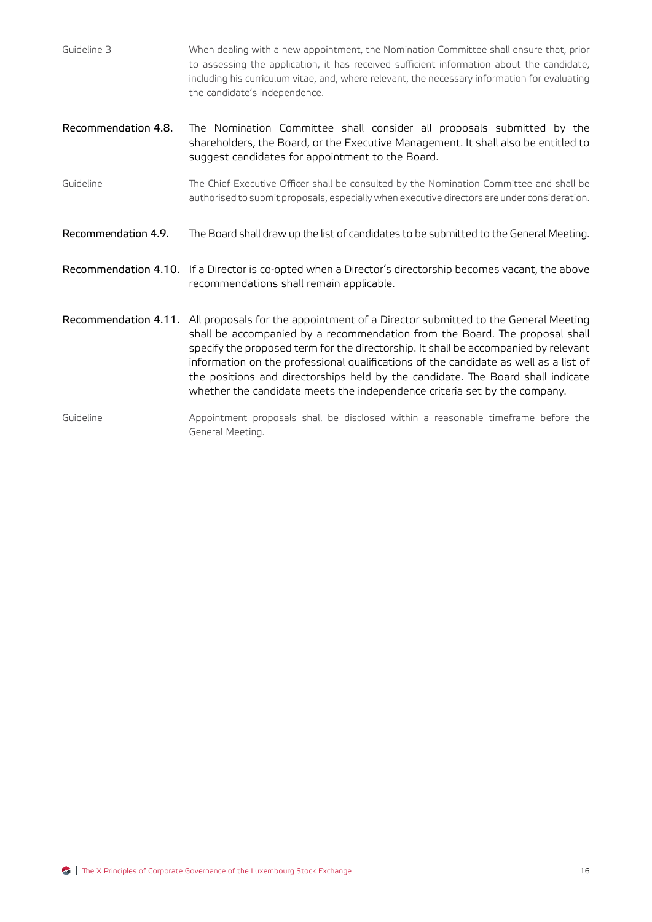Guideline 3 When dealing with a new appointment, the Nomination Committee shall ensure that, prior to assessing the application, it has received sufficient information about the candidate, including his curriculum vitae, and, where relevant, the necessary information for evaluating the candidate's independence.

**Recommendation 4.8.** The Nomination Committee shall consider all proposals submitted by the shareholders, the Board, or the Executive Management. It shall also be entitled to suggest candidates for appointment to the Board.

Guideline The Chief Executive Officer shall be consulted by the Nomination Committee and shall be authorised to submit proposals, especially when executive directors are under consideration.

**Recommendation 4.9.** The Board shall draw up the list of candidates to be submitted to the General Meeting.

**Recommendation 4.10.** If a Director is co-opted when a Director's directorship becomes vacant, the above recommendations shall remain applicable.

**Recommendation 4.11.** All proposals for the appointment of a Director submitted to the General Meeting shall be accompanied by a recommendation from the Board. The proposal shall specify the proposed term for the directorship. It shall be accompanied by relevant information on the professional qualifications of the candidate as well as a list of the positions and directorships held by the candidate. The Board shall indicate whether the candidate meets the independence criteria set by the company.

Guideline Appointment proposals shall be disclosed within a reasonable timeframe before the General Meeting.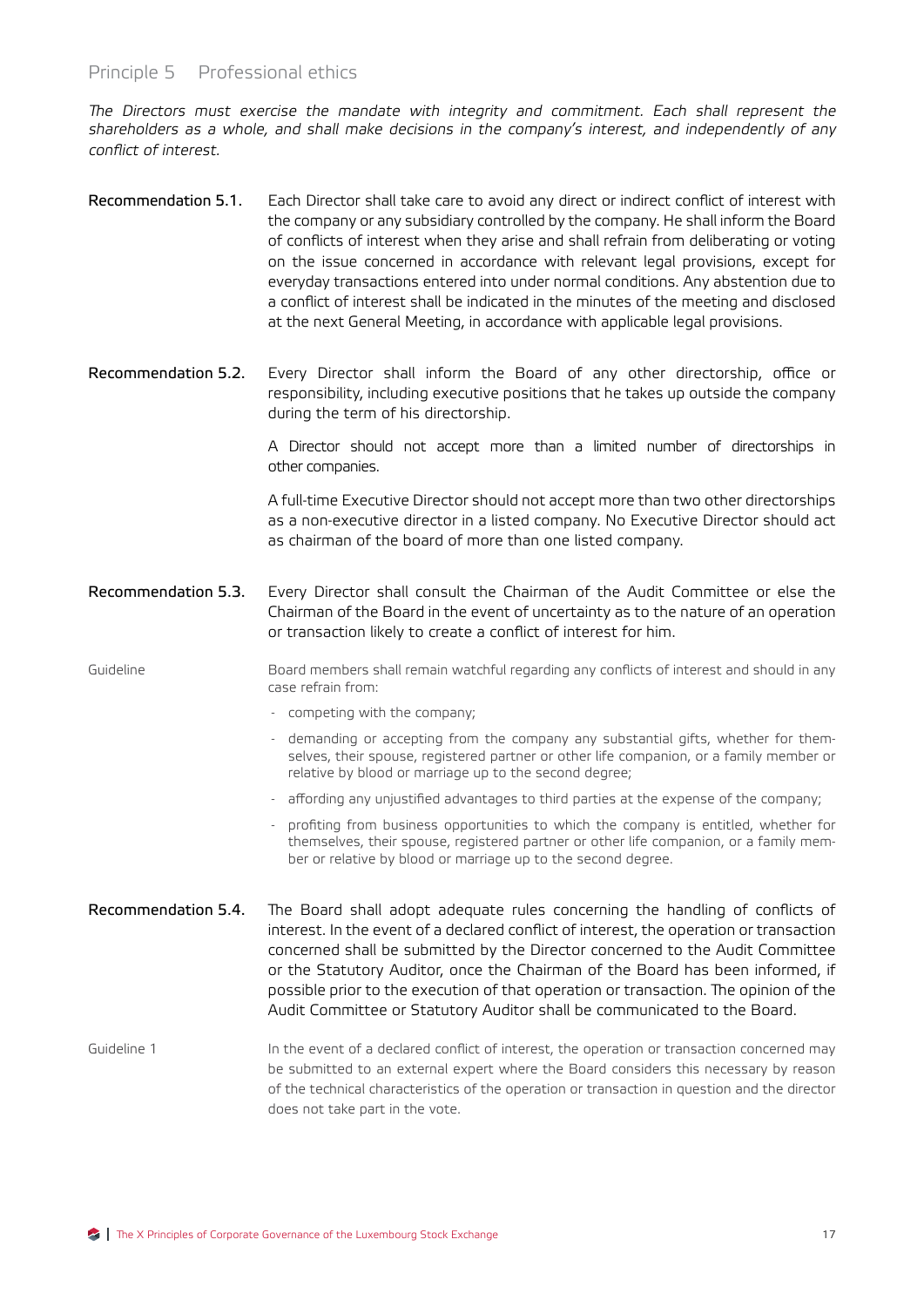## Principle 5 Professional ethics

*The Directors must exercise the mandate with integrity and commitment. Each shall represent the shareholders as a whole, and shall make decisions in the company's interest, and independently of any conflict of interest.*

**Recommendation 5.1.** Each Director shall take care to avoid any direct or indirect conflict of interest with the company or any subsidiary controlled by the company. He shall inform the Board of conflicts of interest when they arise and shall refrain from deliberating or voting on the issue concerned in accordance with relevant legal provisions, except for everyday transactions entered into under normal conditions. Any abstention due to a conflict of interest shall be indicated in the minutes of the meeting and disclosed at the next General Meeting, in accordance with applicable legal provisions.

**Recommendation 5.2.** Every Director shall inform the Board of any other directorship, office or responsibility, including executive positions that he takes up outside the company during the term of his directorship.

A Director should not accept more than a limited number of directorships in other companies.

A full-time Executive Director should not accept more than two other directorships as a non-executive director in a listed company. No Executive Director should act as chairman of the board of more than one listed company.

**Recommendation 5.3.** Every Director shall consult the Chairman of the Audit Committee or else the Chairman of the Board in the event of uncertainty as to the nature of an operation or transaction likely to create a conflict of interest for him.

Guideline

Board members shall remain watchful regarding any conflicts of interest and should in any case refrain from:

- competing with the company;
- demanding or accepting from the company any substantial gifts, whether for themselves, their spouse, registered partner or other life companion, or a family member or relative by blood or marriage up to the second degree;
- affording any unjustified advantages to third parties at the expense of the company;
- profiting from business opportunities to which the company is entitled, whether for themselves, their spouse, registered partner or other life companion, or a family member or relative by blood or marriage up to the second degree.

**Recommendation 5.4.** The Board shall adopt adequate rules concerning the handling of conflicts of interest. In the event of a declared conflict of interest, the operation or transaction concerned shall be submitted by the Director concerned to the Audit Committee or the Statutory Auditor, once the Chairman of the Board has been informed, if possible prior to the execution of that operation or transaction. The opinion of the Audit Committee or Statutory Auditor shall be communicated to the Board.

Guideline 1

In the event of a declared conflict of interest, the operation or transaction concerned may be submitted to an external expert where the Board considers this necessary by reason of the technical characteristics of the operation or transaction in question and the director does not take part in the vote.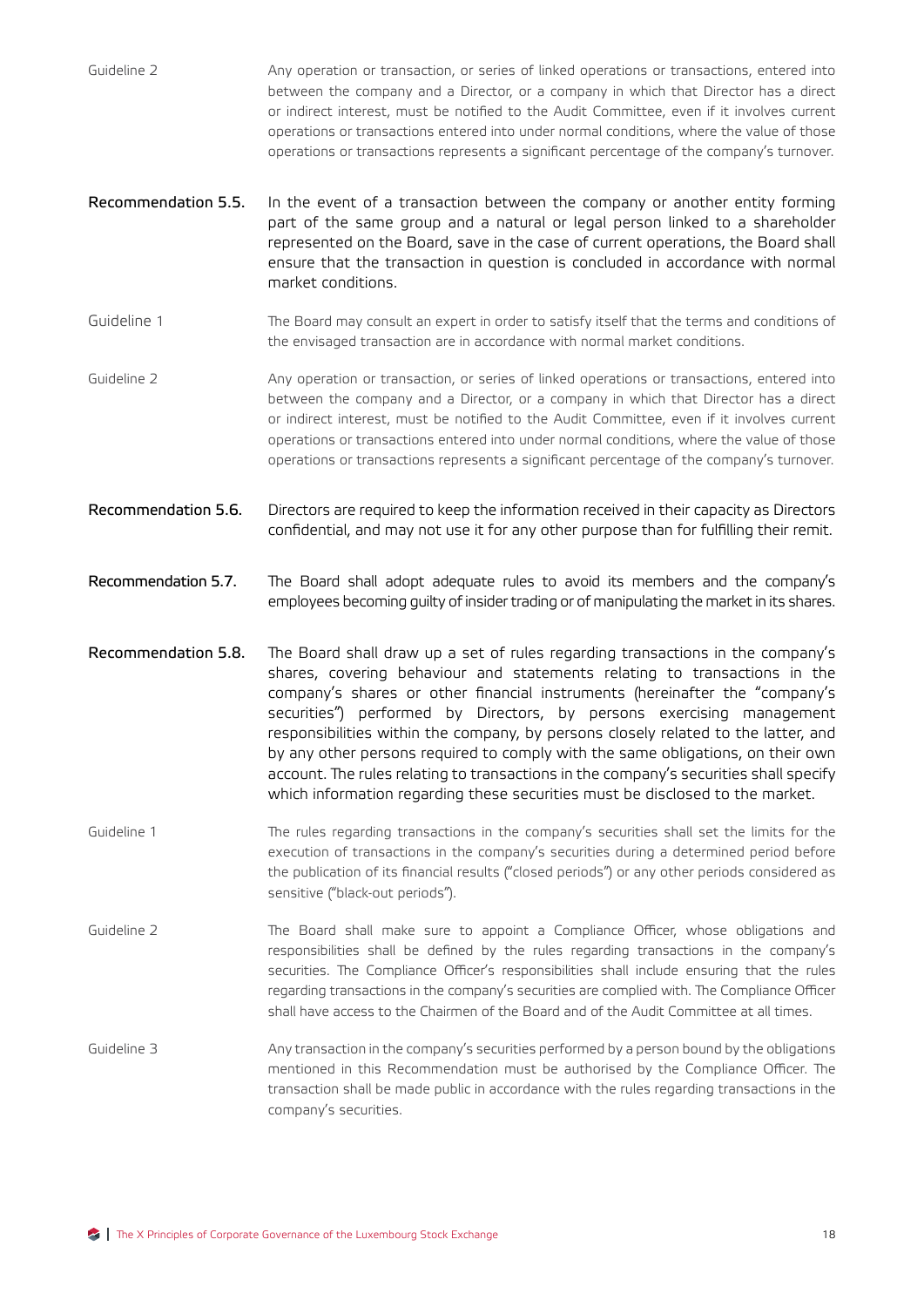Guideline 2 Any operation or transaction, or series of linked operations or transactions, entered into between the company and a Director, or a company in which that Director has a direct or indirect interest, must be notified to the Audit Committee, even if it involves current operations or transactions entered into under normal conditions, where the value of those operations or transactions represents a significant percentage of the company's turnover.

**Recommendation 5.5.** In the event of a transaction between the company or another entity forming part of the same group and a natural or legal person linked to a shareholder represented on the Board, save in the case of current operations, the Board shall ensure that the transaction in question is concluded in accordance with normal market conditions.

Guideline 1 The Board may consult an expert in order to satisfy itself that the terms and conditions of the envisaged transaction are in accordance with normal market conditions.

Guideline 2 Any operation or transaction, or series of linked operations or transactions, entered into between the company and a Director, or a company in which that Director has a direct or indirect interest, must be notified to the Audit Committee, even if it involves current operations or transactions entered into under normal conditions, where the value of those operations or transactions represents a significant percentage of the company's turnover.

**Recommendation 5.6.** Directors are required to keep the information received in their capacity as Directors confidential, and may not use it for any other purpose than for fulfilling their remit.

**Recommendation 5.7.** The Board shall adopt adequate rules to avoid its members and the company's employees becoming guilty of insider trading or of manipulating the market in its shares.

**Recommendation 5.8.** The Board shall draw up a set of rules regarding transactions in the company's shares, covering behaviour and statements relating to transactions in the company's shares or other financial instruments (hereinafter the "company's securities") performed by Directors, by persons exercising management responsibilities within the company, by persons closely related to the latter, and by any other persons required to comply with the same obligations, on their own account. The rules relating to transactions in the company's securities shall specify which information regarding these securities must be disclosed to the market.

Guideline 1 The rules regarding transactions in the company's securities shall set the limits for the execution of transactions in the company's securities during a determined period before the publication of its financial results ("closed periods") or any other periods considered as sensitive ("black-out periods").

Guideline 2 The Board shall make sure to appoint a Compliance Officer, whose obligations and responsibilities shall be defined by the rules regarding transactions in the company's securities. The Compliance Officer's responsibilities shall include ensuring that the rules regarding transactions in the company's securities are complied with. The Compliance Officer shall have access to the Chairmen of the Board and of the Audit Committee at all times.

Guideline 3 Any transaction in the company's securities performed by a person bound by the obligations mentioned in this Recommendation must be authorised by the Compliance Officer. The transaction shall be made public in accordance with the rules regarding transactions in the company's securities.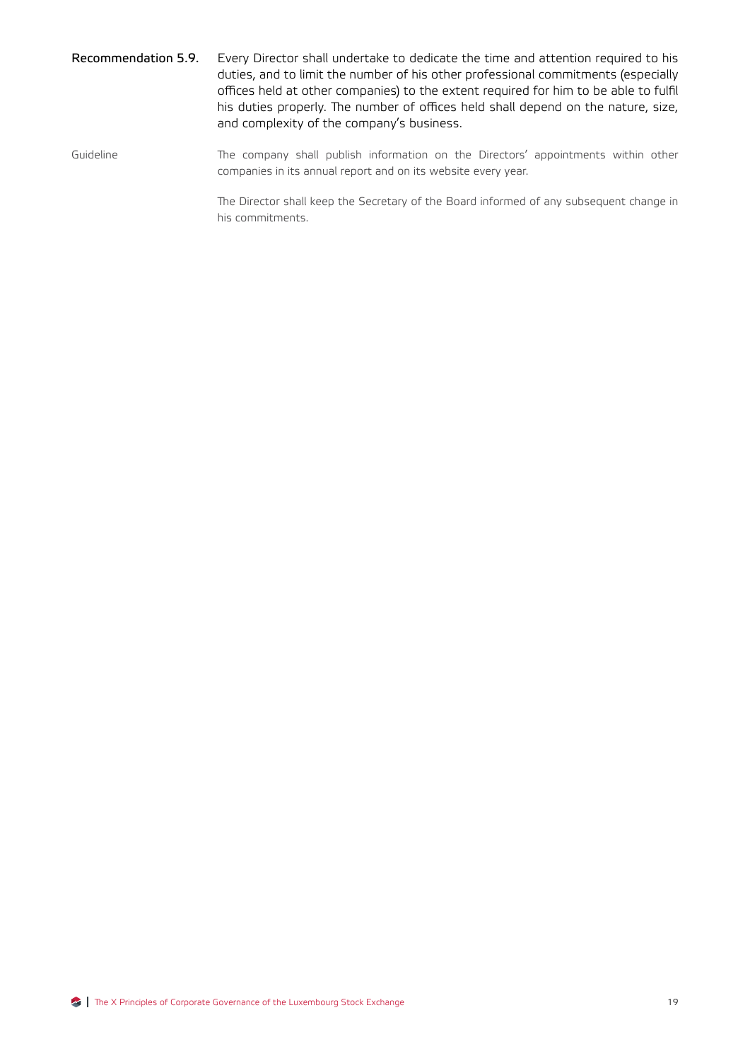**Recommendation 5.9.** Every Director shall undertake to dedicate the time and attention required to his duties, and to limit the number of his other professional commitments (especially offices held at other companies) to the extent required for him to be able to fulfil his duties properly. The number of offices held shall depend on the nature, size, and complexity of the company's business.

Guideline

The company shall publish information on the Directors' appointments within other companies in its annual report and on its website every year.

The Director shall keep the Secretary of the Board informed of any subsequent change in his commitments.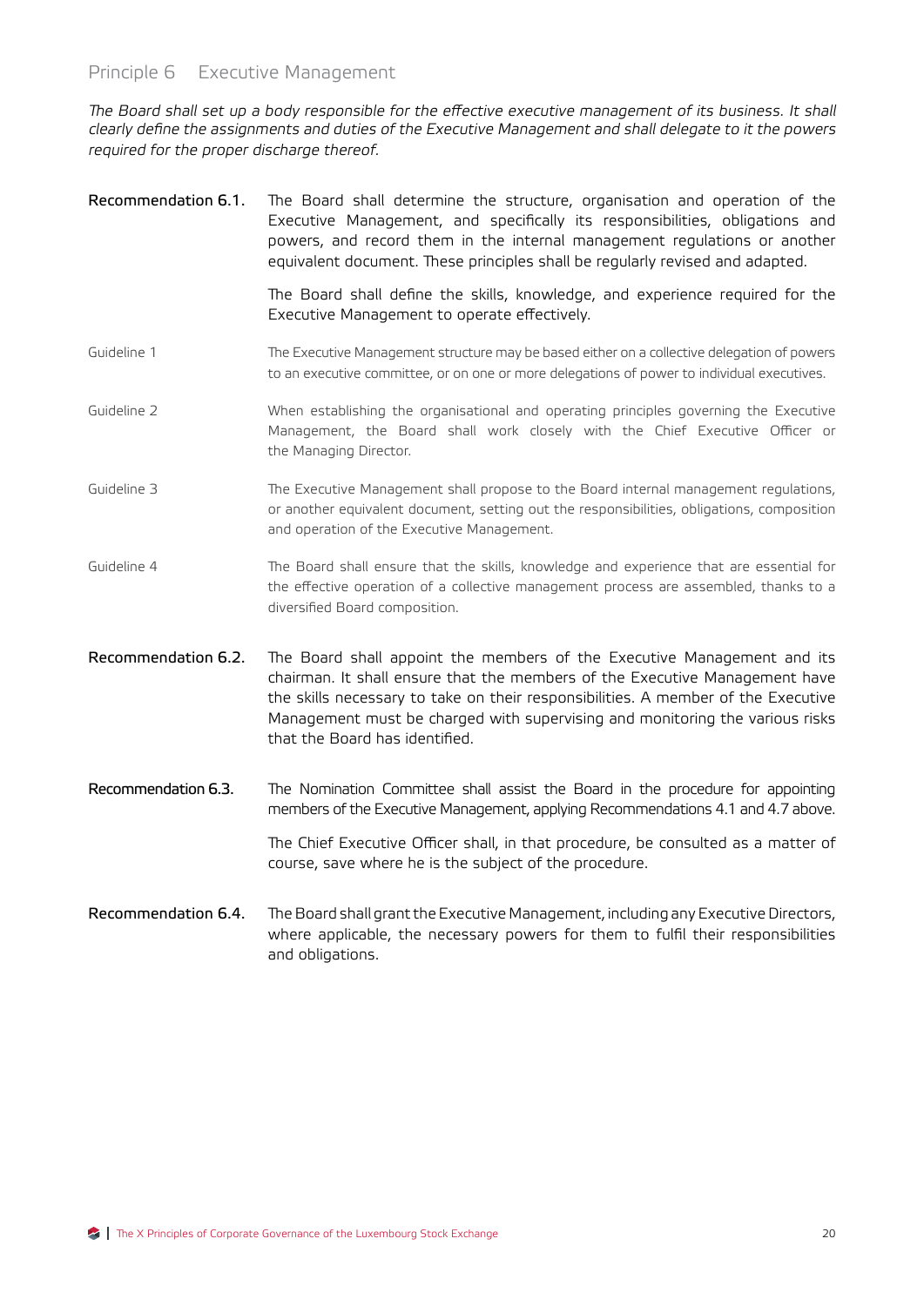## Principle 6 Executive Management

*The Board shall set up a body responsible for the effective executive management of its business. It shall clearly define the assignments and duties of the Executive Management and shall delegate to it the powers required for the proper discharge thereof.*

**Recommendation 6.1.** The Board shall determine the structure, organisation and operation of the Executive Management, and specifically its responsibilities, obligations and powers, and record them in the internal management regulations or another equivalent document. These principles shall be regularly revised and adapted.

The Board shall define the skills, knowledge, and experience required for the Executive Management to operate effectively.

Guideline 1 The Executive Management structure may be based either on a collective delegation of powers to an executive committee, or on one or more delegations of power to individual executives.

Guideline 2 When establishing the organisational and operating principles governing the Executive Management, the Board shall work closely with the Chief Executive Officer or the Managing Director.

Guideline 3 The Executive Management shall propose to the Board internal management regulations, or another equivalent document, setting out the responsibilities, obligations, composition and operation of the Executive Management.

Guideline 4 The Board shall ensure that the skills, knowledge and experience that are essential for the effective operation of a collective management process are assembled, thanks to a diversified Board composition.

**Recommendation 6.2.** The Board shall appoint the members of the Executive Management and its chairman. It shall ensure that the members of the Executive Management have the skills necessary to take on their responsibilities. A member of the Executive Management must be charged with supervising and monitoring the various risks that the Board has identified.

**Recommendation 6.3.** The Nomination Committee shall assist the Board in the procedure for appointing members of the Executive Management, applying Recommendations 4.1 and 4.7 above.

The Chief Executive Officer shall, in that procedure, be consulted as a matter of course, save where he is the subject of the procedure.

**Recommendation 6.4.** The Board shall grant the Executive Management, including any Executive Directors, where applicable, the necessary powers for them to fulfil their responsibilities and obligations.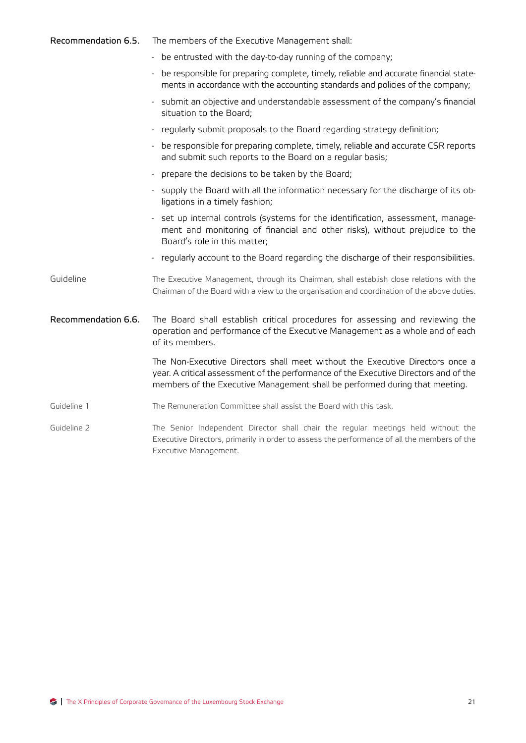**Recommendation 6.5.** The members of the Executive Management shall:

- be entrusted with the day-to-day running of the company;
- be responsible for preparing complete, timely, reliable and accurate financial statements in accordance with the accounting standards and policies of the company;
- submit an objective and understandable assessment of the company's financial situation to the Board;
- regularly submit proposals to the Board regarding strategy definition;
- be responsible for preparing complete, timely, reliable and accurate CSR reports and submit such reports to the Board on a regular basis;
- prepare the decisions to be taken by the Board;
- supply the Board with all the information necessary for the discharge of its obligations in a timely fashion;
- set up internal controls (systems for the identification, assessment, management and monitoring of financial and other risks), without prejudice to the Board's role in this matter;
- regularly account to the Board regarding the discharge of their responsibilities.

Guideline The Executive Management, through its Chairman, shall establish close relations with the Chairman of the Board with a view to the organisation and coordination of the above duties.

**Recommendation 6.6.** The Board shall establish critical procedures for assessing and reviewing the operation and performance of the Executive Management as a whole and of each of its members.

The Non-Executive Directors shall meet without the Executive Directors once a year. A critical assessment of the performance of the Executive Directors and of the members of the Executive Management shall be performed during that meeting.

Guideline 1 The Remuneration Committee shall assist the Board with this task.

Guideline 2 The Senior Independent Director shall chair the regular meetings held without the Executive Directors, primarily in order to assess the performance of all the members of the Executive Management.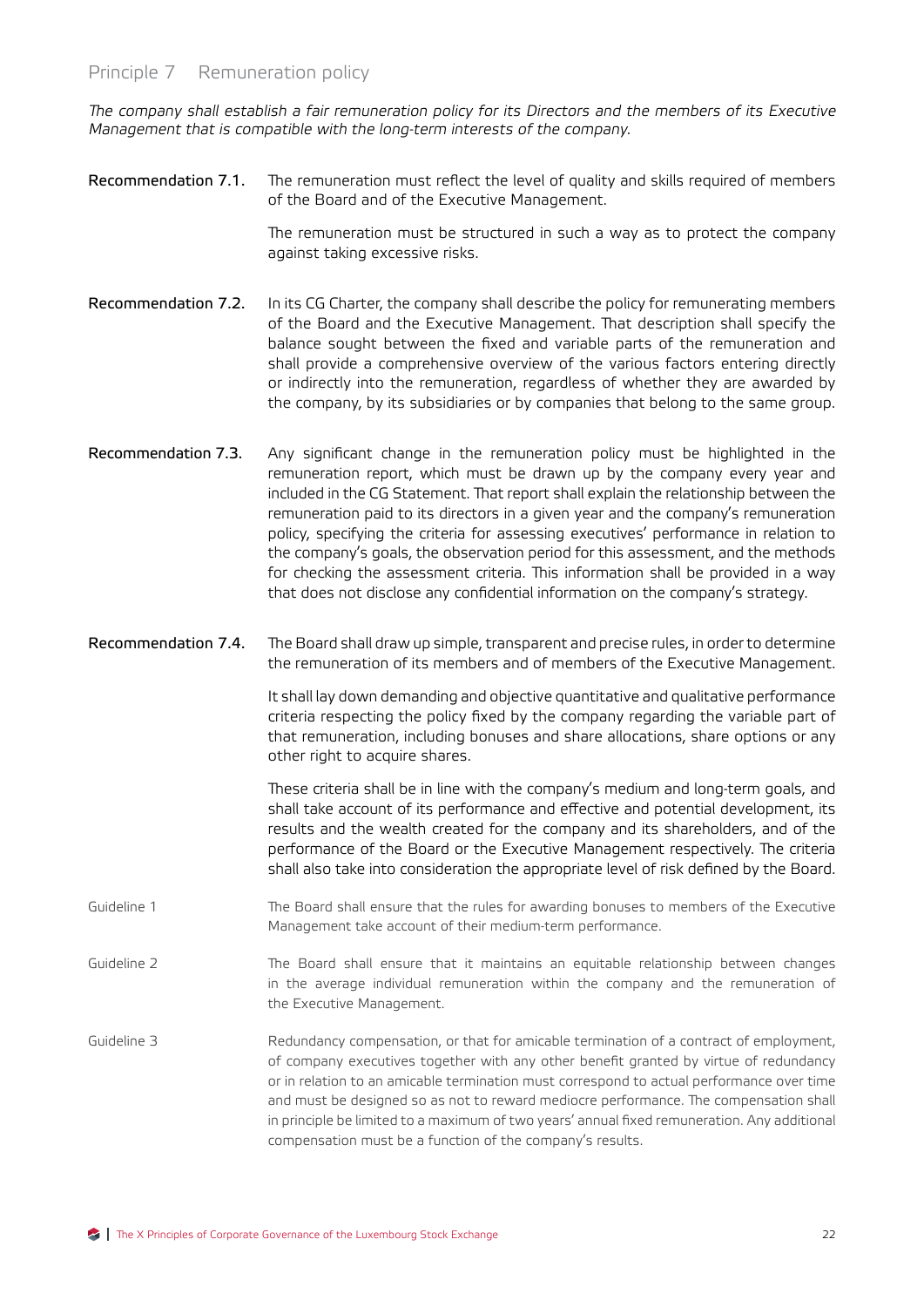## Principle 7 Remuneration policy

*The company shall establish a fair remuneration policy for its Directors and the members of its Executive Management that is compatible with the long-term interests of the company.*

**Recommendation 7.1.** The remuneration must reflect the level of quality and skills required of members of the Board and of the Executive Management.

The remuneration must be structured in such a way as to protect the company against taking excessive risks.

**Recommendation 7.2.** In its CG Charter, the company shall describe the policy for remunerating members of the Board and the Executive Management. That description shall specify the balance sought between the fixed and variable parts of the remuneration and shall provide a comprehensive overview of the various factors entering directly or indirectly into the remuneration, regardless of whether they are awarded by the company, by its subsidiaries or by companies that belong to the same group.

**Recommendation 7.3.** Any significant change in the remuneration policy must be highlighted in the remuneration report, which must be drawn up by the company every year and included in the CG Statement. That report shall explain the relationship between the remuneration paid to its directors in a given year and the company's remuneration policy, specifying the criteria for assessing executives' performance in relation to the company's goals, the observation period for this assessment, and the methods for checking the assessment criteria. This information shall be provided in a way that does not disclose any confidential information on the company's strategy.

**Recommendation 7.4.** The Board shall draw up simple, transparent and precise rules, in order to determine the remuneration of its members and of members of the Executive Management.

It shall lay down demanding and objective quantitative and qualitative performance criteria respecting the policy fixed by the company regarding the variable part of that remuneration, including bonuses and share allocations, share options or any other right to acquire shares.

These criteria shall be in line with the company's medium and long-term goals, and shall take account of its performance and effective and potential development, its results and the wealth created for the company and its shareholders, and of the performance of the Board or the Executive Management respectively. The criteria shall also take into consideration the appropriate level of risk defined by the Board.

Guideline 1 The Board shall ensure that the rules for awarding bonuses to members of the Executive Management take account of their medium-term performance.

Guideline 2 The Board shall ensure that it maintains an equitable relationship between changes in the average individual remuneration within the company and the remuneration of the Executive Management.

Guideline 3 Redundancy compensation, or that for amicable termination of a contract of employment, of company executives together with any other benefit granted by virtue of redundancy or in relation to an amicable termination must correspond to actual performance over time and must be designed so as not to reward mediocre performance. The compensation shall in principle be limited to a maximum of two years' annual fixed remuneration. Any additional compensation must be a function of the company's results.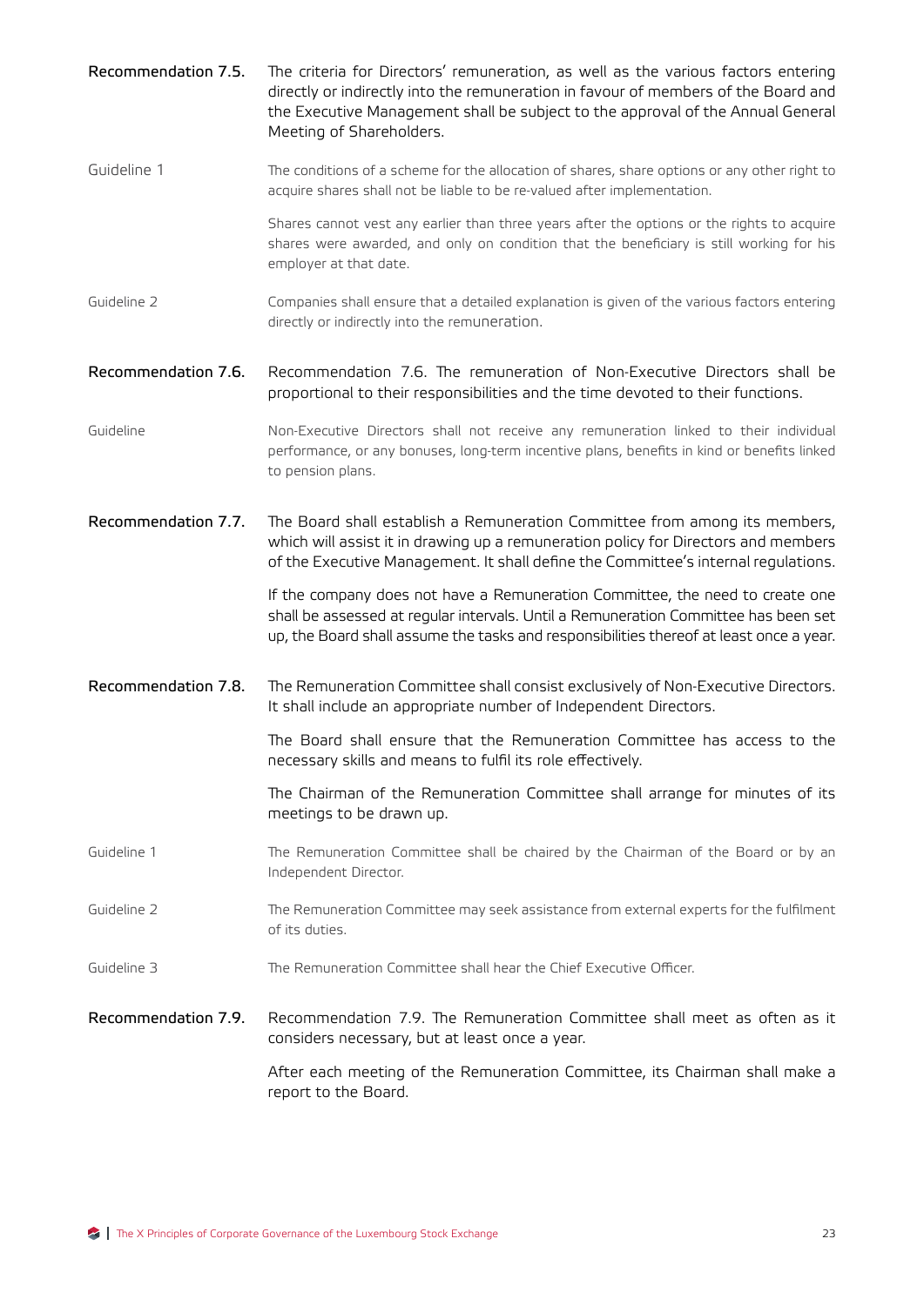**Recommendation 7.5.** The criteria for Directors' remuneration, as well as the various factors entering directly or indirectly into the remuneration in favour of members of the Board and the Executive Management shall be subject to the approval of the Annual General Meeting of Shareholders.

Guideline 1

The conditions of a scheme for the allocation of shares, share options or any other right to acquire shares shall not be liable to be re-valued after implementation.

Shares cannot vest any earlier than three years after the options or the rights to acquire shares were awarded, and only on condition that the beneficiary is still working for his employer at that date.

Guideline 2

Companies shall ensure that a detailed explanation is given of the various factors entering directly or indirectly into the remuneration.

**Recommendation 7.6.** Recommendation 7.6. The remuneration of Non-Executive Directors shall be proportional to their responsibilities and the time devoted to their functions.

Guideline

Non-Executive Directors shall not receive any remuneration linked to their individual performance, or any bonuses, long-term incentive plans, benefits in kind or benefits linked to pension plans.

**Recommendation 7.7.** The Board shall establish a Remuneration Committee from among its members, which will assist it in drawing up a remuneration policy for Directors and members of the Executive Management. It shall define the Committee's internal regulations.

If the company does not have a Remuneration Committee, the need to create one shall be assessed at regular intervals. Until a Remuneration Committee has been set up, the Board shall assume the tasks and responsibilities thereof at least once a year.

**Recommendation 7.8.** The Remuneration Committee shall consist exclusively of Non-Executive Directors. It shall include an appropriate number of Independent Directors.

The Board shall ensure that the Remuneration Committee has access to the necessary skills and means to fulfil its role effectively.

The Chairman of the Remuneration Committee shall arrange for minutes of its meetings to be drawn up.

Guideline 1

The Remuneration Committee shall be chaired by the Chairman of the Board or by an Independent Director.

Guideline 2

The Remuneration Committee may seek assistance from external experts for the fulfilment of its duties.

Guideline 3

The Remuneration Committee shall hear the Chief Executive Officer.

**Recommendation 7.9.** Recommendation 7.9. The Remuneration Committee shall meet as often as it considers necessary, but at least once a year.

After each meeting of the Remuneration Committee, its Chairman shall make a report to the Board.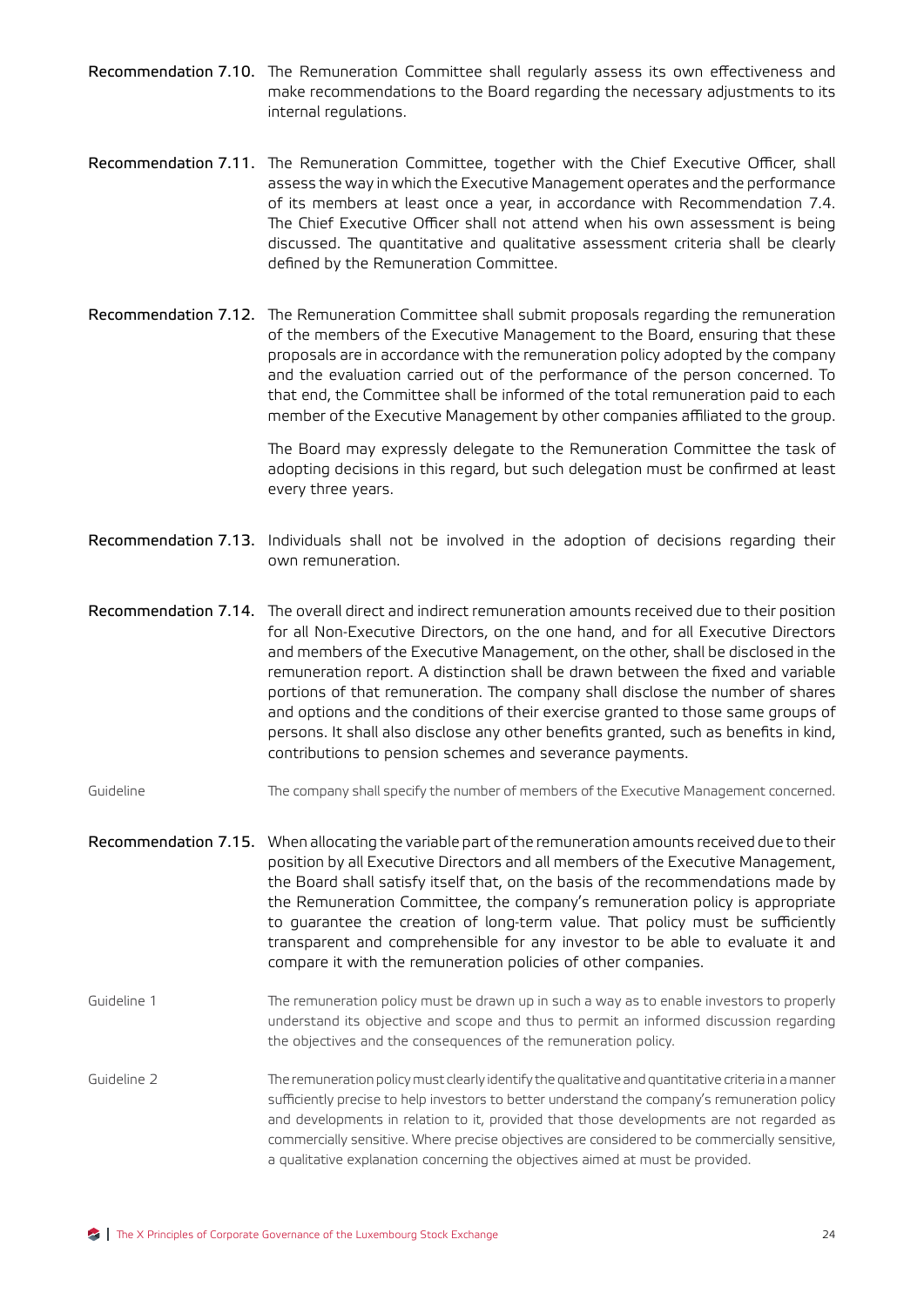**Recommendation 7.10.** The Remuneration Committee shall regularly assess its own effectiveness and make recommendations to the Board regarding the necessary adjustments to its internal regulations.

**Recommendation 7.11.** The Remuneration Committee, together with the Chief Executive Officer, shall assess the way in which the Executive Management operates and the performance of its members at least once a year, in accordance with Recommendation 7.4. The Chief Executive Officer shall not attend when his own assessment is being discussed. The quantitative and qualitative assessment criteria shall be clearly defined by the Remuneration Committee.

**Recommendation 7.12.** The Remuneration Committee shall submit proposals regarding the remuneration of the members of the Executive Management to the Board, ensuring that these proposals are in accordance with the remuneration policy adopted by the company and the evaluation carried out of the performance of the person concerned. To that end, the Committee shall be informed of the total remuneration paid to each member of the Executive Management by other companies affiliated to the group.

The Board may expressly delegate to the Remuneration Committee the task of adopting decisions in this regard, but such delegation must be confirmed at least every three years.

**Recommendation 7.13.** Individuals shall not be involved in the adoption of decisions regarding their own remuneration.

**Recommendation 7.14.** The overall direct and indirect remuneration amounts received due to their position for all Non-Executive Directors, on the one hand, and for all Executive Directors and members of the Executive Management, on the other, shall be disclosed in the remuneration report. A distinction shall be drawn between the fixed and variable portions of that remuneration. The company shall disclose the number of shares and options and the conditions of their exercise granted to those same groups of persons. It shall also disclose any other benefits granted, such as benefits in kind, contributions to pension schemes and severance payments.

Guideline — The company shall specify the number of members of the Executive Management concerned.

**Recommendation 7.15.** When allocating the variable part of the remuneration amounts received due to their position by all Executive Directors and all members of the Executive Management, the Board shall satisfy itself that, on the basis of the recommendations made by the Remuneration Committee, the company's remuneration policy is appropriate to guarantee the creation of long-term value. That policy must be sufficiently transparent and comprehensible for any investor to be able to evaluate it and compare it with the remuneration policies of other companies.

Guideline 1 — The remuneration policy must be drawn up in such a way as to enable investors to properly understand its objective and scope and thus to permit an informed discussion regarding the objectives and the consequences of the remuneration policy.

Guideline 2 — The remuneration policy must clearly identify the qualitative and quantitative criteria in a manner sufficiently precise to help investors to better understand the company's remuneration policy and developments in relation to it, provided that those developments are not regarded as commercially sensitive. Where precise objectives are considered to be commercially sensitive, a qualitative explanation concerning the objectives aimed at must be provided.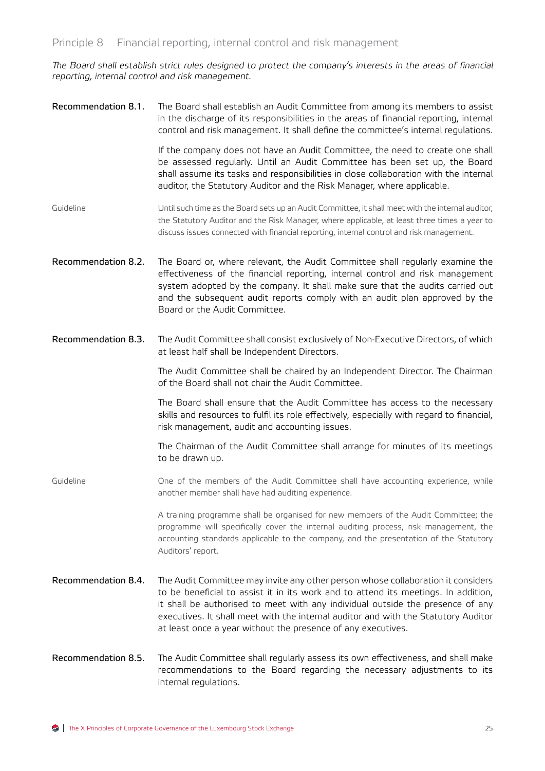## Principle 8 Financial reporting, internal control and risk management

*The Board shall establish strict rules designed to protect the company's interests in the areas of financial reporting, internal control and risk management.*

**Recommendation 8.1.** The Board shall establish an Audit Committee from among its members to assist in the discharge of its responsibilities in the areas of financial reporting, internal control and risk management. It shall define the committee's internal regulations.

If the company does not have an Audit Committee, the need to create one shall be assessed regularly. Until an Audit Committee has been set up, the Board shall assume its tasks and responsibilities in close collaboration with the internal auditor, the Statutory Auditor and the Risk Manager, where applicable.

Guideline

Until such time as the Board sets up an Audit Committee, it shall meet with the internal auditor, the Statutory Auditor and the Risk Manager, where applicable, at least three times a year to discuss issues connected with financial reporting, internal control and risk management.

**Recommendation 8.2.** The Board or, where relevant, the Audit Committee shall regularly examine the effectiveness of the financial reporting, internal control and risk management system adopted by the company. It shall make sure that the audits carried out and the subsequent audit reports comply with an audit plan approved by the Board or the Audit Committee.

**Recommendation 8.3.** The Audit Committee shall consist exclusively of Non-Executive Directors, of which at least half shall be Independent Directors.

The Audit Committee shall be chaired by an Independent Director. The Chairman of the Board shall not chair the Audit Committee.

The Board shall ensure that the Audit Committee has access to the necessary skills and resources to fulfil its role effectively, especially with regard to financial, risk management, audit and accounting issues.

The Chairman of the Audit Committee shall arrange for minutes of its meetings to be drawn up.

Guideline

One of the members of the Audit Committee shall have accounting experience, while another member shall have had auditing experience.

A training programme shall be organised for new members of the Audit Committee; the programme will specifically cover the internal auditing process, risk management, the accounting standards applicable to the company, and the presentation of the Statutory Auditors' report.

**Recommendation 8.4.** The Audit Committee may invite any other person whose collaboration it considers to be beneficial to assist it in its work and to attend its meetings. In addition, it shall be authorised to meet with any individual outside the presence of any executives. It shall meet with the internal auditor and with the Statutory Auditor at least once a year without the presence of any executives.

**Recommendation 8.5.** The Audit Committee shall regularly assess its own effectiveness, and shall make recommendations to the Board regarding the necessary adjustments to its internal regulations.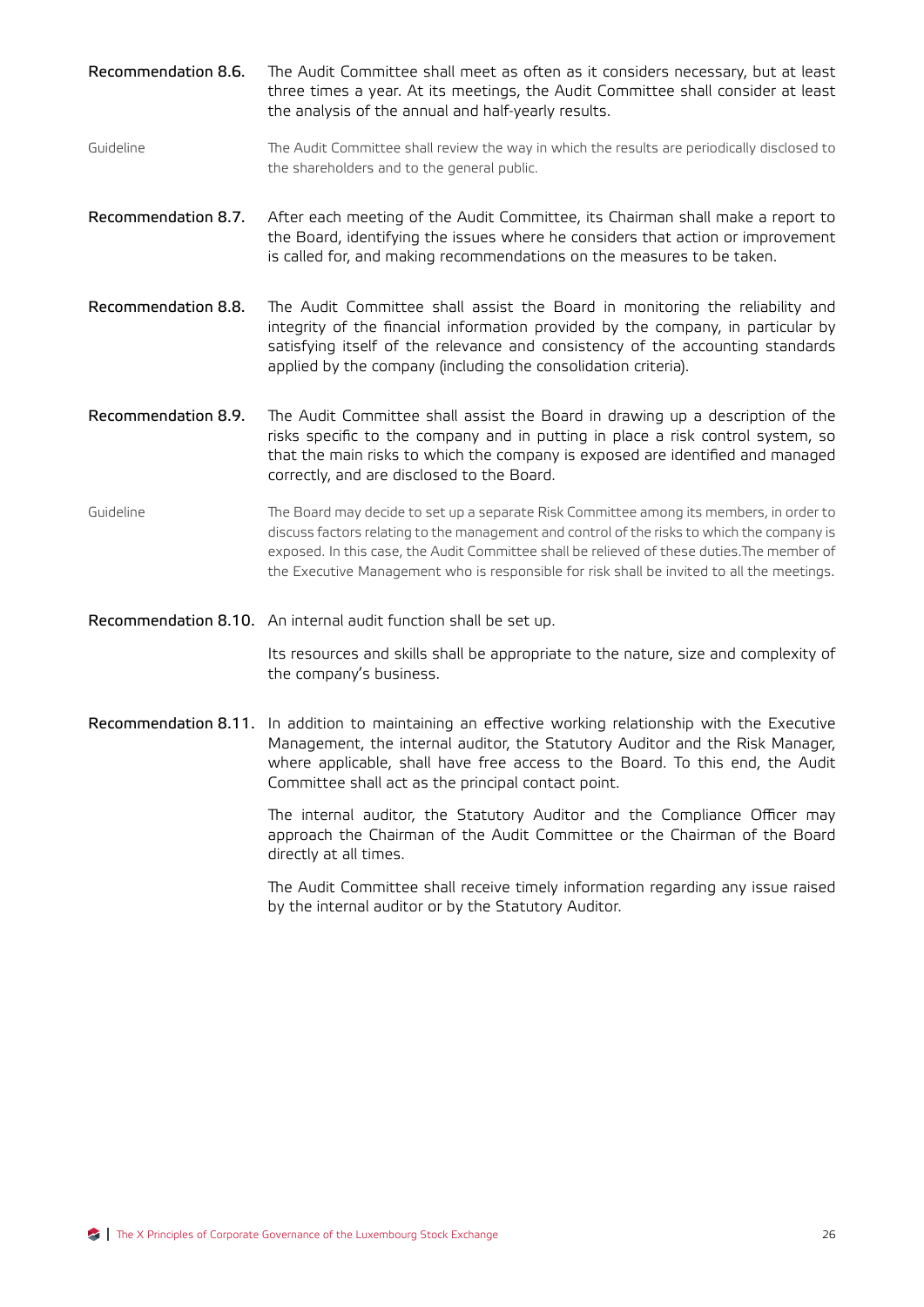**Recommendation 8.6.** The Audit Committee shall meet as often as it considers necessary, but at least three times a year. At its meetings, the Audit Committee shall consider at least the analysis of the annual and half-yearly results.

Guideline: The Audit Committee shall review the way in which the results are periodically disclosed to the shareholders and to the general public.

**Recommendation 8.7.** After each meeting of the Audit Committee, its Chairman shall make a report to the Board, identifying the issues where he considers that action or improvement is called for, and making recommendations on the measures to be taken.

**Recommendation 8.8.** The Audit Committee shall assist the Board in monitoring the reliability and integrity of the financial information provided by the company, in particular by satisfying itself of the relevance and consistency of the accounting standards applied by the company (including the consolidation criteria).

**Recommendation 8.9.** The Audit Committee shall assist the Board in drawing up a description of the risks specific to the company and in putting in place a risk control system, so that the main risks to which the company is exposed are identified and managed correctly, and are disclosed to the Board.

Guideline: The Board may decide to set up a separate Risk Committee among its members, in order to discuss factors relating to the management and control of the risks to which the company is exposed. In this case, the Audit Committee shall be relieved of these duties.The member of the Executive Management who is responsible for risk shall be invited to all the meetings.

**Recommendation 8.10.** An internal audit function shall be set up.

Its resources and skills shall be appropriate to the nature, size and complexity of the company's business.

**Recommendation 8.11.** In addition to maintaining an effective working relationship with the Executive Management, the internal auditor, the Statutory Auditor and the Risk Manager, where applicable, shall have free access to the Board. To this end, the Audit Committee shall act as the principal contact point.

The internal auditor, the Statutory Auditor and the Compliance Officer may approach the Chairman of the Audit Committee or the Chairman of the Board directly at all times.

The Audit Committee shall receive timely information regarding any issue raised by the internal auditor or by the Statutory Auditor.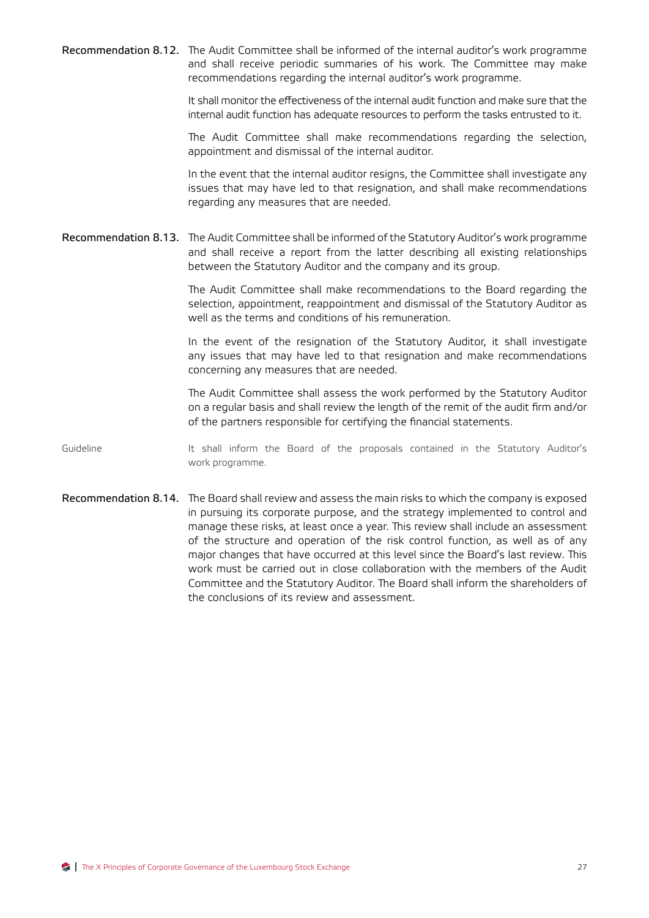**Recommendation 8.12.** The Audit Committee shall be informed of the internal auditor's work programme and shall receive periodic summaries of his work. The Committee may make recommendations regarding the internal auditor's work programme.

It shall monitor the effectiveness of the internal audit function and make sure that the internal audit function has adequate resources to perform the tasks entrusted to it.

The Audit Committee shall make recommendations regarding the selection, appointment and dismissal of the internal auditor.

In the event that the internal auditor resigns, the Committee shall investigate any issues that may have led to that resignation, and shall make recommendations regarding any measures that are needed.

**Recommendation 8.13.** The Audit Committee shall be informed of the Statutory Auditor's work programme and shall receive a report from the latter describing all existing relationships between the Statutory Auditor and the company and its group.

The Audit Committee shall make recommendations to the Board regarding the selection, appointment, reappointment and dismissal of the Statutory Auditor as well as the terms and conditions of his remuneration.

In the event of the resignation of the Statutory Auditor, it shall investigate any issues that may have led to that resignation and make recommendations concerning any measures that are needed.

The Audit Committee shall assess the work performed by the Statutory Auditor on a regular basis and shall review the length of the remit of the audit firm and/or of the partners responsible for certifying the financial statements.

Guideline

It shall inform the Board of the proposals contained in the Statutory Auditor's work programme.

**Recommendation 8.14.** The Board shall review and assess the main risks to which the company is exposed in pursuing its corporate purpose, and the strategy implemented to control and manage these risks, at least once a year. This review shall include an assessment of the structure and operation of the risk control function, as well as of any major changes that have occurred at this level since the Board's last review. This work must be carried out in close collaboration with the members of the Audit Committee and the Statutory Auditor. The Board shall inform the shareholders of the conclusions of its review and assessment.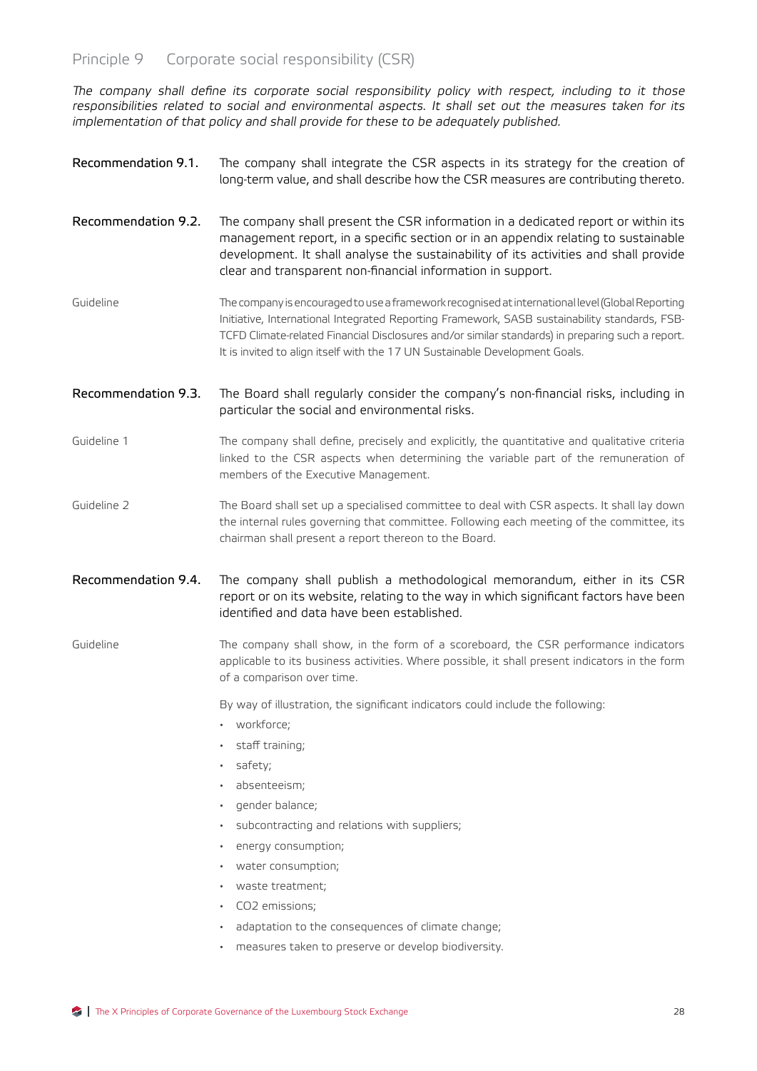## Principle 9 Corporate social responsibility (CSR)

*The company shall define its corporate social responsibility policy with respect, including to it those responsibilities related to social and environmental aspects. It shall set out the measures taken for its implementation of that policy and shall provide for these to be adequately published.*

**Recommendation 9.1.** The company shall integrate the CSR aspects in its strategy for the creation of long-term value, and shall describe how the CSR measures are contributing thereto.

**Recommendation 9.2.** The company shall present the CSR information in a dedicated report or within its management report, in a specific section or in an appendix relating to sustainable development. It shall analyse the sustainability of its activities and shall provide clear and transparent non-financial information in support.

Guideline: The company is encouraged to use a framework recognised at international level (Global Reporting Initiative, International Integrated Reporting Framework, SASB sustainability standards, FSB-TCFD Climate-related Financial Disclosures and/or similar standards) in preparing such a report. It is invited to align itself with the 17 UN Sustainable Development Goals.

**Recommendation 9.3.** The Board shall regularly consider the company's non-financial risks, including in particular the social and environmental risks.

Guideline 1: The company shall define, precisely and explicitly, the quantitative and qualitative criteria linked to the CSR aspects when determining the variable part of the remuneration of members of the Executive Management.

Guideline 2: The Board shall set up a specialised committee to deal with CSR aspects. It shall lay down the internal rules governing that committee. Following each meeting of the committee, its chairman shall present a report thereon to the Board.

**Recommendation 9.4.** The company shall publish a methodological memorandum, either in its CSR report or on its website, relating to the way in which significant factors have been identified and data have been established.

Guideline: The company shall show, in the form of a scoreboard, the CSR performance indicators applicable to its business activities. Where possible, it shall present indicators in the form of a comparison over time.

By way of illustration, the significant indicators could include the following:

- workforce;
- staff training;
- safety;
- absenteeism;
- gender balance;
- subcontracting and relations with suppliers;
- energy consumption;
- water consumption;
- waste treatment;
- $CO_2$ emissions;
- adaptation to the consequences of climate change;
- measures taken to preserve or develop biodiversity.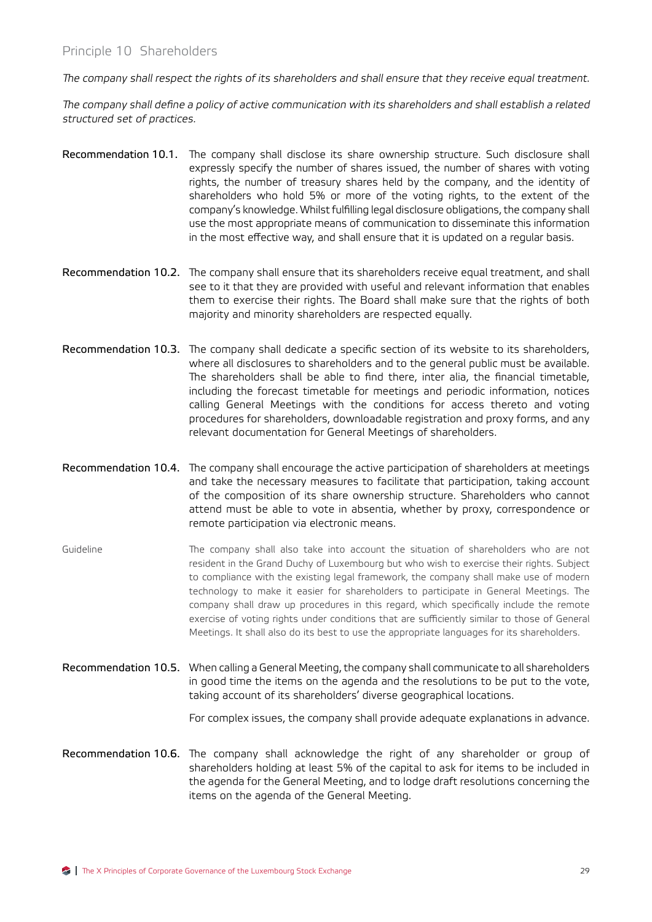## Principle 10 Shareholders

*The company shall respect the rights of its shareholders and shall ensure that they receive equal treatment.*

*The company shall define a policy of active communication with its shareholders and shall establish a related structured set of practices.*

**Recommendation 10.1.** The company shall disclose its share ownership structure. Such disclosure shall expressly specify the number of shares issued, the number of shares with voting rights, the number of treasury shares held by the company, and the identity of shareholders who hold 5% or more of the voting rights, to the extent of the company's knowledge. Whilst fulfilling legal disclosure obligations, the company shall use the most appropriate means of communication to disseminate this information in the most effective way, and shall ensure that it is updated on a regular basis.

**Recommendation 10.2.** The company shall ensure that its shareholders receive equal treatment, and shall see to it that they are provided with useful and relevant information that enables them to exercise their rights. The Board shall make sure that the rights of both majority and minority shareholders are respected equally.

**Recommendation 10.3.** The company shall dedicate a specific section of its website to its shareholders, where all disclosures to shareholders and to the general public must be available. The shareholders shall be able to find there, inter alia, the financial timetable, including the forecast timetable for meetings and periodic information, notices calling General Meetings with the conditions for access thereto and voting procedures for shareholders, downloadable registration and proxy forms, and any relevant documentation for General Meetings of shareholders.

**Recommendation 10.4.** The company shall encourage the active participation of shareholders at meetings and take the necessary measures to facilitate that participation, taking account of the composition of its share ownership structure. Shareholders who cannot attend must be able to vote in absentia, whether by proxy, correspondence or remote participation via electronic means.

Guideline

The company shall also take into account the situation of shareholders who are not resident in the Grand Duchy of Luxembourg but who wish to exercise their rights. Subject to compliance with the existing legal framework, the company shall make use of modern technology to make it easier for shareholders to participate in General Meetings. The company shall draw up procedures in this regard, which specifically include the remote exercise of voting rights under conditions that are sufficiently similar to those of General Meetings. It shall also do its best to use the appropriate languages for its shareholders.

**Recommendation 10.5.** When calling a General Meeting, the company shall communicate to all shareholders in good time the items on the agenda and the resolutions to be put to the vote, taking account of its shareholders' diverse geographical locations.

For complex issues, the company shall provide adequate explanations in advance.

**Recommendation 10.6.** The company shall acknowledge the right of any shareholder or group of shareholders holding at least 5% of the capital to ask for items to be included in the agenda for the General Meeting, and to lodge draft resolutions concerning the items on the agenda of the General Meeting.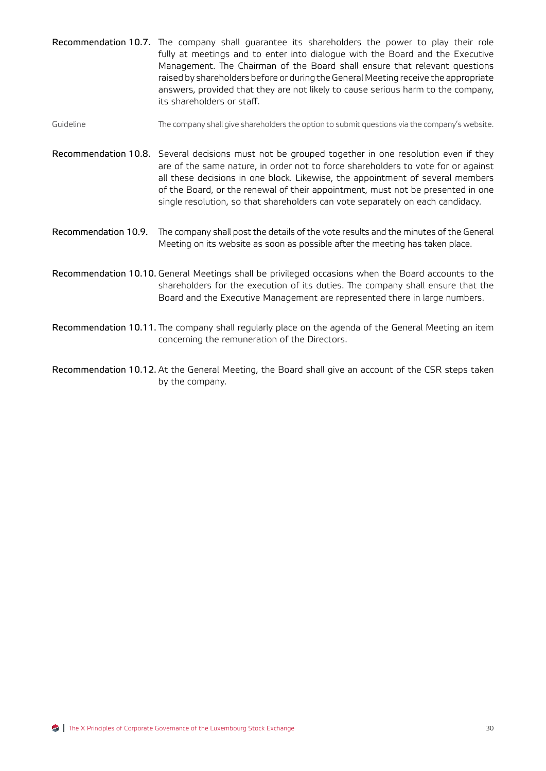**Recommendation 10.7.** The company shall guarantee its shareholders the power to play their role fully at meetings and to enter into dialogue with the Board and the Executive Management. The Chairman of the Board shall ensure that relevant questions raised by shareholders before or during the General Meeting receive the appropriate answers, provided that they are not likely to cause serious harm to the company, its shareholders or staff.

Guideline The company shall give shareholders the option to submit questions via the company's website.

**Recommendation 10.8.** Several decisions must not be grouped together in one resolution even if they are of the same nature, in order not to force shareholders to vote for or against all these decisions in one block. Likewise, the appointment of several members of the Board, or the renewal of their appointment, must not be presented in one single resolution, so that shareholders can vote separately on each candidacy.

**Recommendation 10.9.** The company shall post the details of the vote results and the minutes of the General Meeting on its website as soon as possible after the meeting has taken place.

**Recommendation 10.10.** General Meetings shall be privileged occasions when the Board accounts to the shareholders for the execution of its duties. The company shall ensure that the Board and the Executive Management are represented there in large numbers.

**Recommendation 10.11.** The company shall regularly place on the agenda of the General Meeting an item concerning the remuneration of the Directors.

**Recommendation 10.12.** At the General Meeting, the Board shall give an account of the CSR steps taken by the company.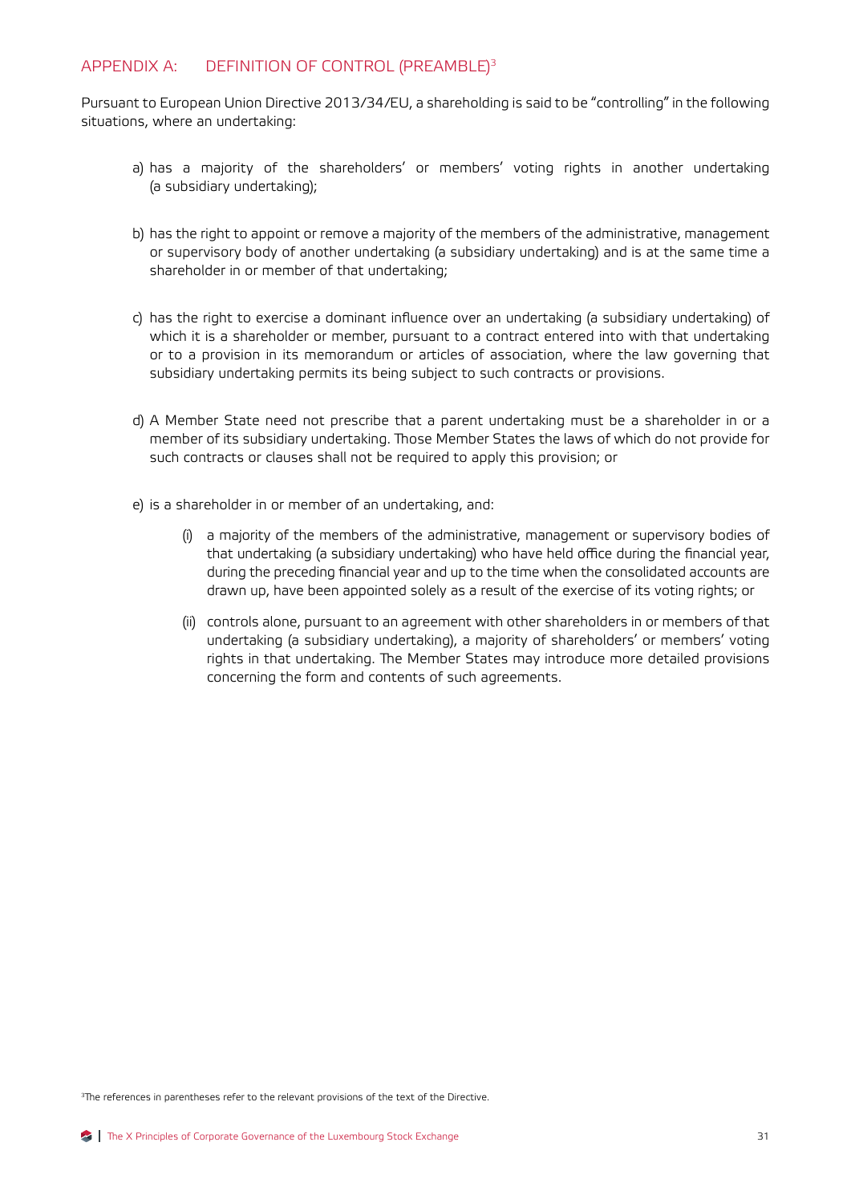## APPENDIX A: DEFINITION OF CONTROL (PREAMBLE)[3]

Pursuant to European Union Directive 2013/34/EU, a shareholding is said to be "controlling" in the following situations, where an undertaking:

a) has a majority of the shareholders' or members' voting rights in another undertaking (a subsidiary undertaking);

b) has the right to appoint or remove a majority of the members of the administrative, management or supervisory body of another undertaking (a subsidiary undertaking) and is at the same time a shareholder in or member of that undertaking;

c) has the right to exercise a dominant influence over an undertaking (a subsidiary undertaking) of which it is a shareholder or member, pursuant to a contract entered into with that undertaking or to a provision in its memorandum or articles of association, where the law governing that subsidiary undertaking permits its being subject to such contracts or provisions.

d) A Member State need not prescribe that a parent undertaking must be a shareholder in or a member of its subsidiary undertaking. Those Member States the laws of which do not provide for such contracts or clauses shall not be required to apply this provision; or

e) is a shareholder in or member of an undertaking, and:

   (i) a majority of the members of the administrative, management or supervisory bodies of that undertaking (a subsidiary undertaking) who have held office during the financial year, during the preceding financial year and up to the time when the consolidated accounts are drawn up, have been appointed solely as a result of the exercise of its voting rights; or

   (ii) controls alone, pursuant to an agreement with other shareholders in or members of that undertaking (a subsidiary undertaking), a majority of shareholders' or members' voting rights in that undertaking. The Member States may introduce more detailed provisions concerning the form and contents of such agreements.

[3] The references in parentheses refer to the relevant provisions of the text of the Directive.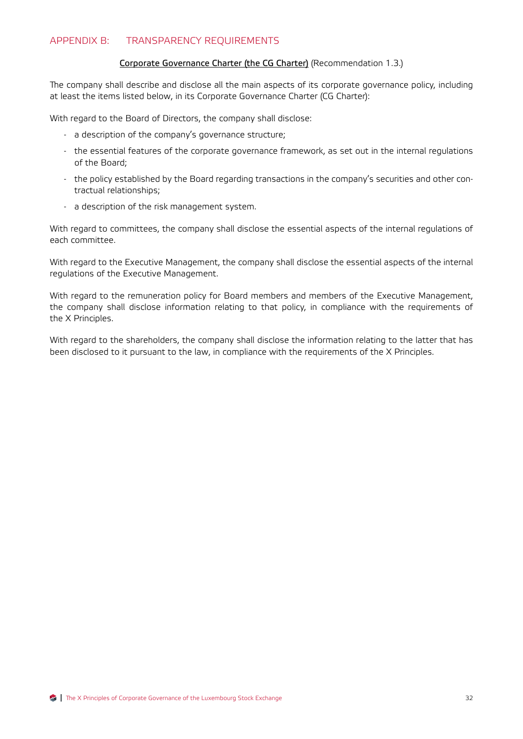## APPENDIX B: TRANSPARENCY REQUIREMENTS

<u>Corporate Governance Charter (the CG Charter)</u> (Recommendation 1.3.)

The company shall describe and disclose all the main aspects of its corporate governance policy, including at least the items listed below, in its Corporate Governance Charter (CG Charter):

With regard to the Board of Directors, the company shall disclose:

- a description of the company's governance structure;
- the essential features of the corporate governance framework, as set out in the internal regulations of the Board;
- the policy established by the Board regarding transactions in the company's securities and other contractual relationships;
- a description of the risk management system.

With regard to committees, the company shall disclose the essential aspects of the internal regulations of each committee.

With regard to the Executive Management, the company shall disclose the essential aspects of the internal regulations of the Executive Management.

With regard to the remuneration policy for Board members and members of the Executive Management, the company shall disclose information relating to that policy, in compliance with the requirements of the X Principles.

With regard to the shareholders, the company shall disclose the information relating to the latter that has been disclosed to it pursuant to the law, in compliance with the requirements of the X Principles.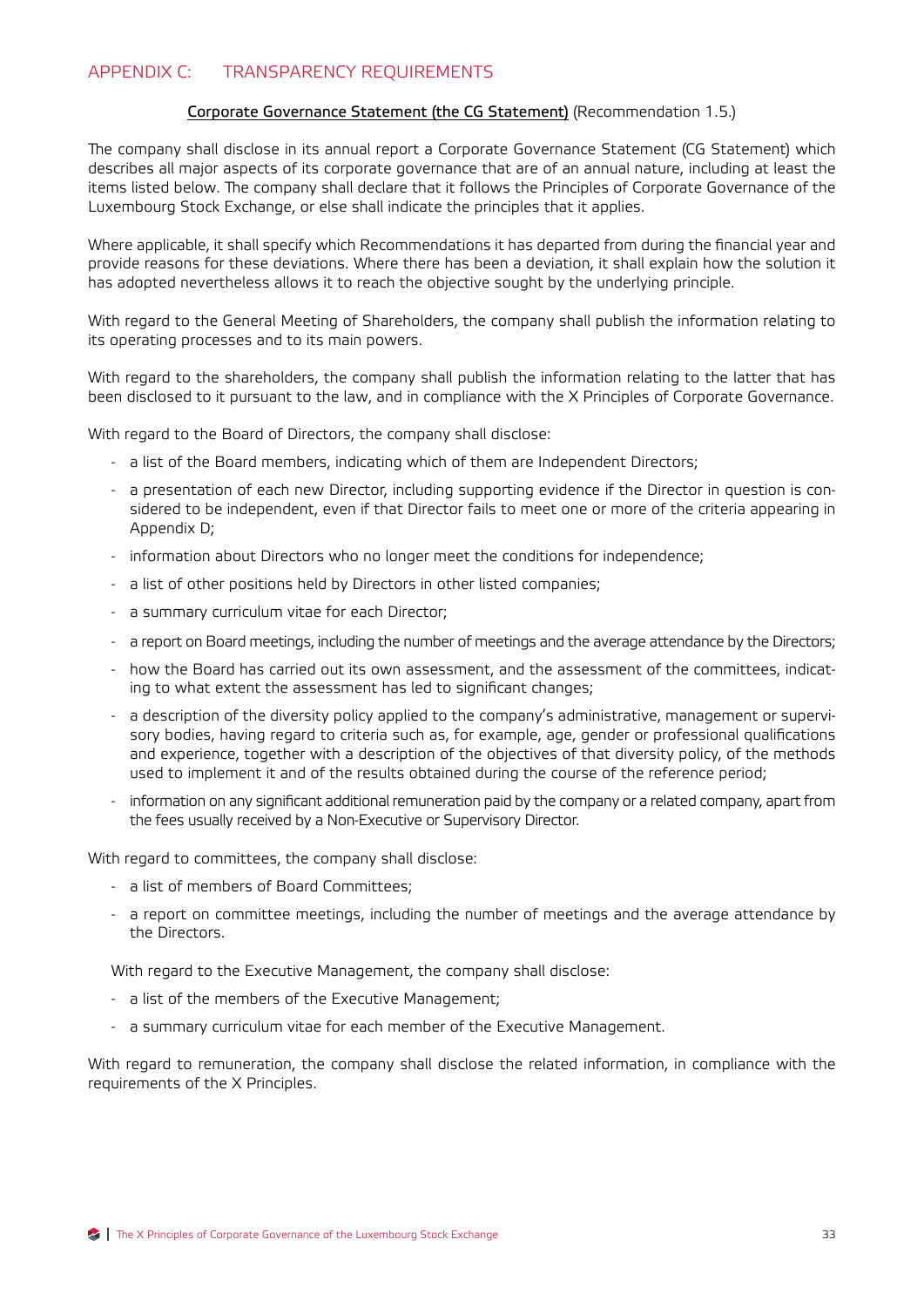## APPENDIX C: TRANSPARENCY REQUIREMENTS

Corporate Governance Statement (the CG Statement) (Recommendation 1.5.)

The company shall disclose in its annual report a Corporate Governance Statement (CG Statement) which describes all major aspects of its corporate governance that are of an annual nature, including at least the items listed below. The company shall declare that it follows the Principles of Corporate Governance of the Luxembourg Stock Exchange, or else shall indicate the principles that it applies.

Where applicable, it shall specify which Recommendations it has departed from during the financial year and provide reasons for these deviations. Where there has been a deviation, it shall explain how the solution it has adopted nevertheless allows it to reach the objective sought by the underlying principle.

With regard to the General Meeting of Shareholders, the company shall publish the information relating to its operating processes and to its main powers.

With regard to the shareholders, the company shall publish the information relating to the latter that has been disclosed to it pursuant to the law, and in compliance with the X Principles of Corporate Governance.

With regard to the Board of Directors, the company shall disclose:

- a list of the Board members, indicating which of them are Independent Directors;
- a presentation of each new Director, including supporting evidence if the Director in question is considered to be independent, even if that Director fails to meet one or more of the criteria appearing in Appendix D;
- information about Directors who no longer meet the conditions for independence;
- a list of other positions held by Directors in other listed companies;
- a summary curriculum vitae for each Director;
- a report on Board meetings, including the number of meetings and the average attendance by the Directors;
- how the Board has carried out its own assessment, and the assessment of the committees, indicating to what extent the assessment has led to significant changes;
- a description of the diversity policy applied to the company's administrative, management or supervisory bodies, having regard to criteria such as, for example, age, gender or professional qualifications and experience, together with a description of the objectives of that diversity policy, of the methods used to implement it and of the results obtained during the course of the reference period;
- information on any significant additional remuneration paid by the company or a related company, apart from the fees usually received by a Non-Executive or Supervisory Director.

With regard to committees, the company shall disclose:

- a list of members of Board Committees;
- a report on committee meetings, including the number of meetings and the average attendance by the Directors.

With regard to the Executive Management, the company shall disclose:

- a list of the members of the Executive Management;
- a summary curriculum vitae for each member of the Executive Management.

With regard to remuneration, the company shall disclose the related information, in compliance with the requirements of the X Principles.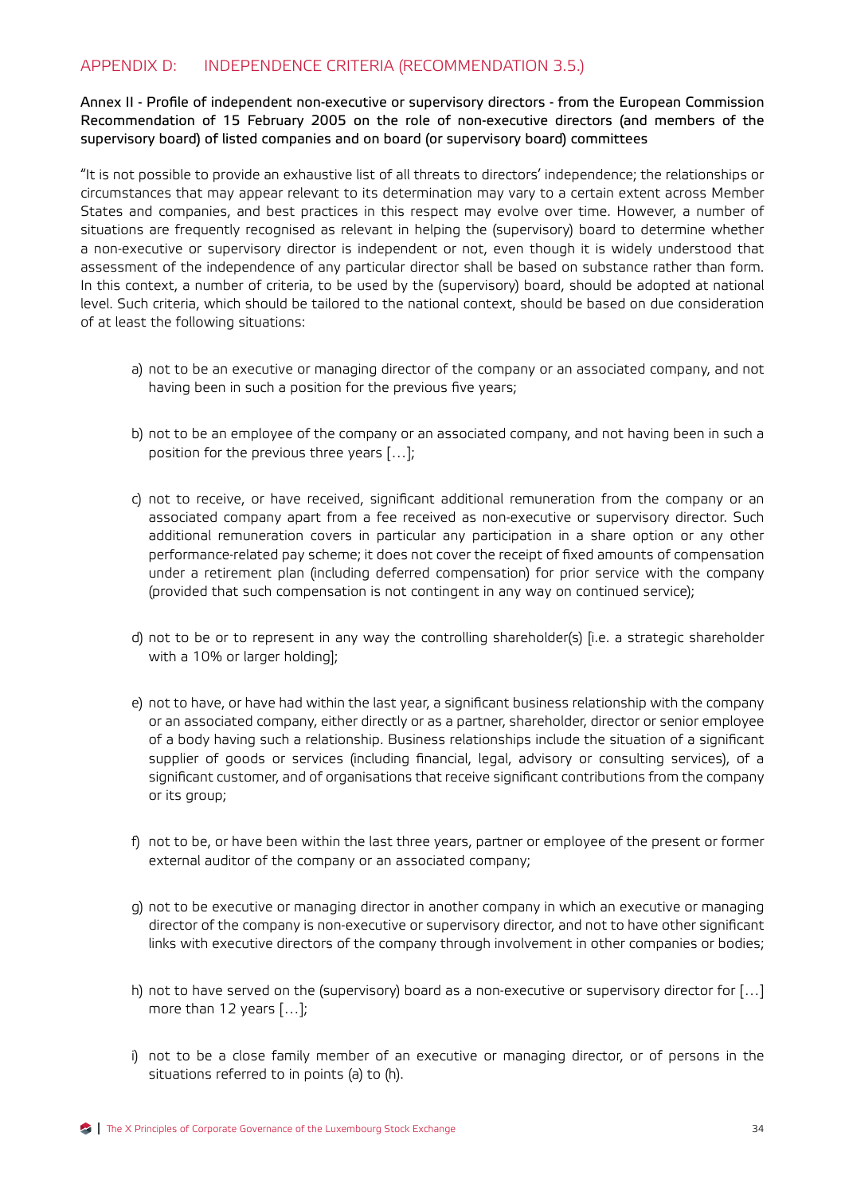## APPENDIX D: INDEPENDENCE CRITERIA (RECOMMENDATION 3.5.)

**Annex II - Profile of independent non-executive or supervisory directors - from the European Commission Recommendation of 15 February 2005 on the role of non-executive directors (and members of the supervisory board) of listed companies and on board (or supervisory board) committees**

"It is not possible to provide an exhaustive list of all threats to directors' independence; the relationships or circumstances that may appear relevant to its determination may vary to a certain extent across Member States and companies, and best practices in this respect may evolve over time. However, a number of situations are frequently recognised as relevant in helping the (supervisory) board to determine whether a non-executive or supervisory director is independent or not, even though it is widely understood that assessment of the independence of any particular director shall be based on substance rather than form. In this context, a number of criteria, to be used by the (supervisory) board, should be adopted at national level. Such criteria, which should be tailored to the national context, should be based on due consideration of at least the following situations:

a) not to be an executive or managing director of the company or an associated company, and not having been in such a position for the previous five years;

b) not to be an employee of the company or an associated company, and not having been in such a position for the previous three years [...];

c) not to receive, or have received, significant additional remuneration from the company or an associated company apart from a fee received as non-executive or supervisory director. Such additional remuneration covers in particular any participation in a share option or any other performance-related pay scheme; it does not cover the receipt of fixed amounts of compensation under a retirement plan (including deferred compensation) for prior service with the company (provided that such compensation is not contingent in any way on continued service);

d) not to be or to represent in any way the controlling shareholder(s) [i.e. a strategic shareholder with a 10% or larger holding];

e) not to have, or have had within the last year, a significant business relationship with the company or an associated company, either directly or as a partner, shareholder, director or senior employee of a body having such a relationship. Business relationships include the situation of a significant supplier of goods or services (including financial, legal, advisory or consulting services), of a significant customer, and of organisations that receive significant contributions from the company or its group;

f) not to be, or have been within the last three years, partner or employee of the present or former external auditor of the company or an associated company;

g) not to be executive or managing director in another company in which an executive or managing director of the company is non-executive or supervisory director, and not to have other significant links with executive directors of the company through involvement in other companies or bodies;

h) not to have served on the (supervisory) board as a non-executive or supervisory director for [...] more than 12 years [...];

i) not to be a close family member of an executive or managing director, or of persons in the situations referred to in points (a) to (h).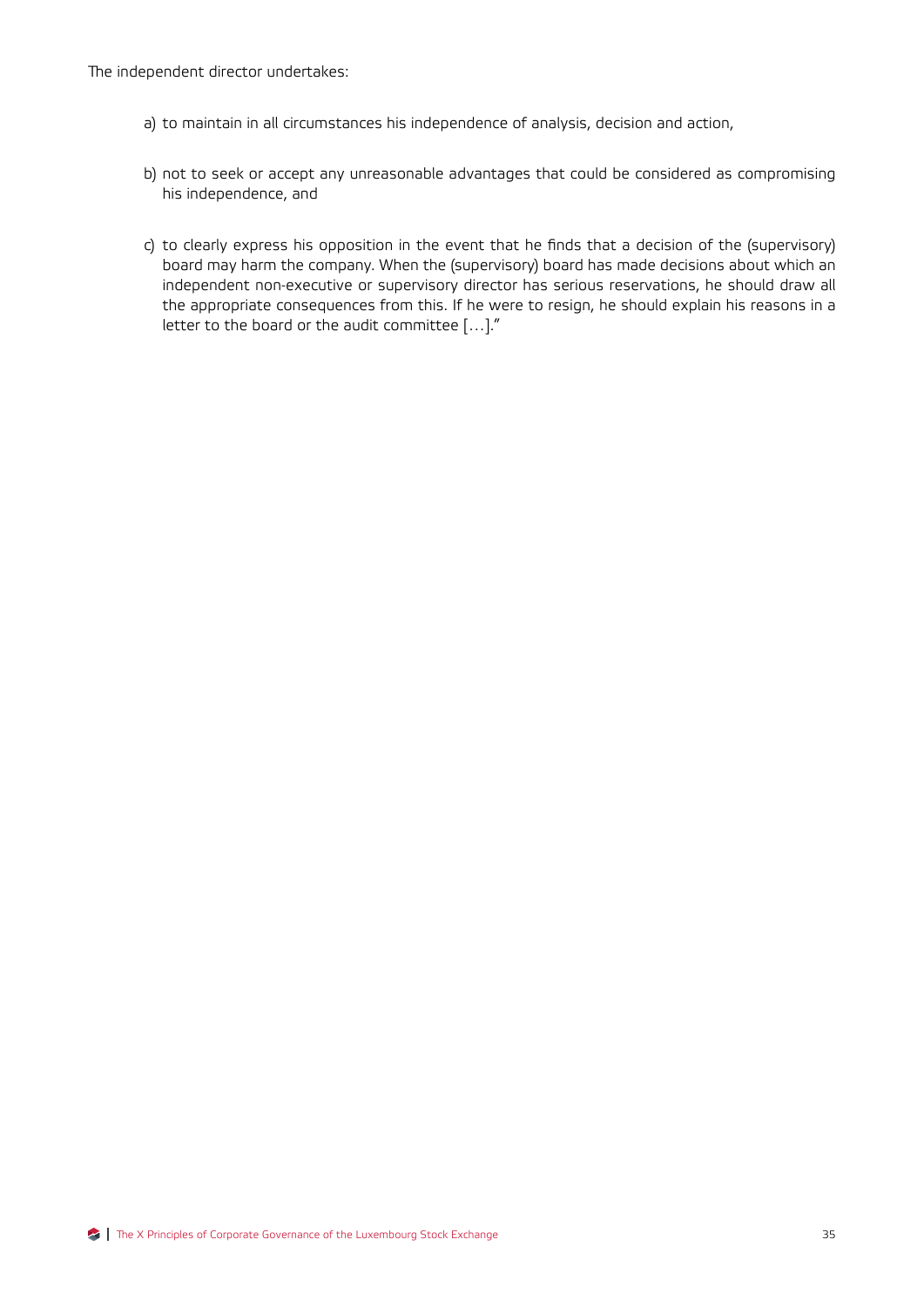The independent director undertakes:

a) to maintain in all circumstances his independence of analysis, decision and action,

b) not to seek or accept any unreasonable advantages that could be considered as compromising his independence, and

c) to clearly express his opposition in the event that he finds that a decision of the (supervisory) board may harm the company. When the (supervisory) board has made decisions about which an independent non-executive or supervisory director has serious reservations, he should draw all the appropriate consequences from this. If he were to resign, he should explain his reasons in a letter to the board or the audit committee […]."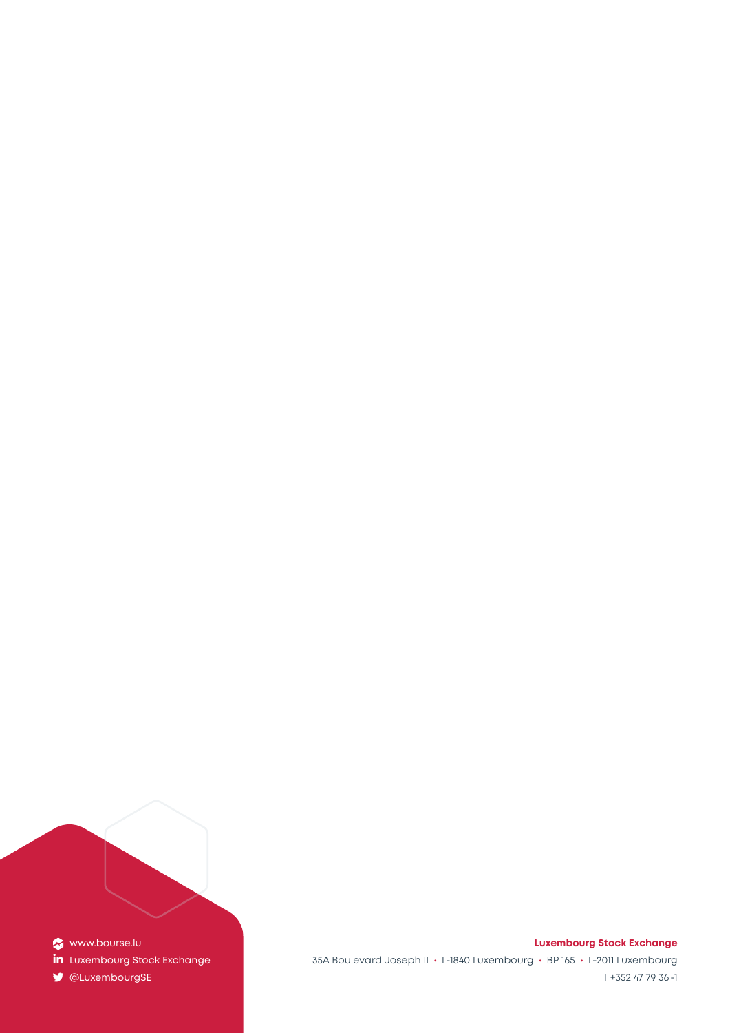www.bourse.lu

Luxembourg Stock Exchange

@LuxembourgSE

**Luxembourg Stock Exchange**

35A Boulevard Joseph II • L-1840 Luxembourg • BP 165 • L-2011 Luxembourg

T +352 47 79 36 -1